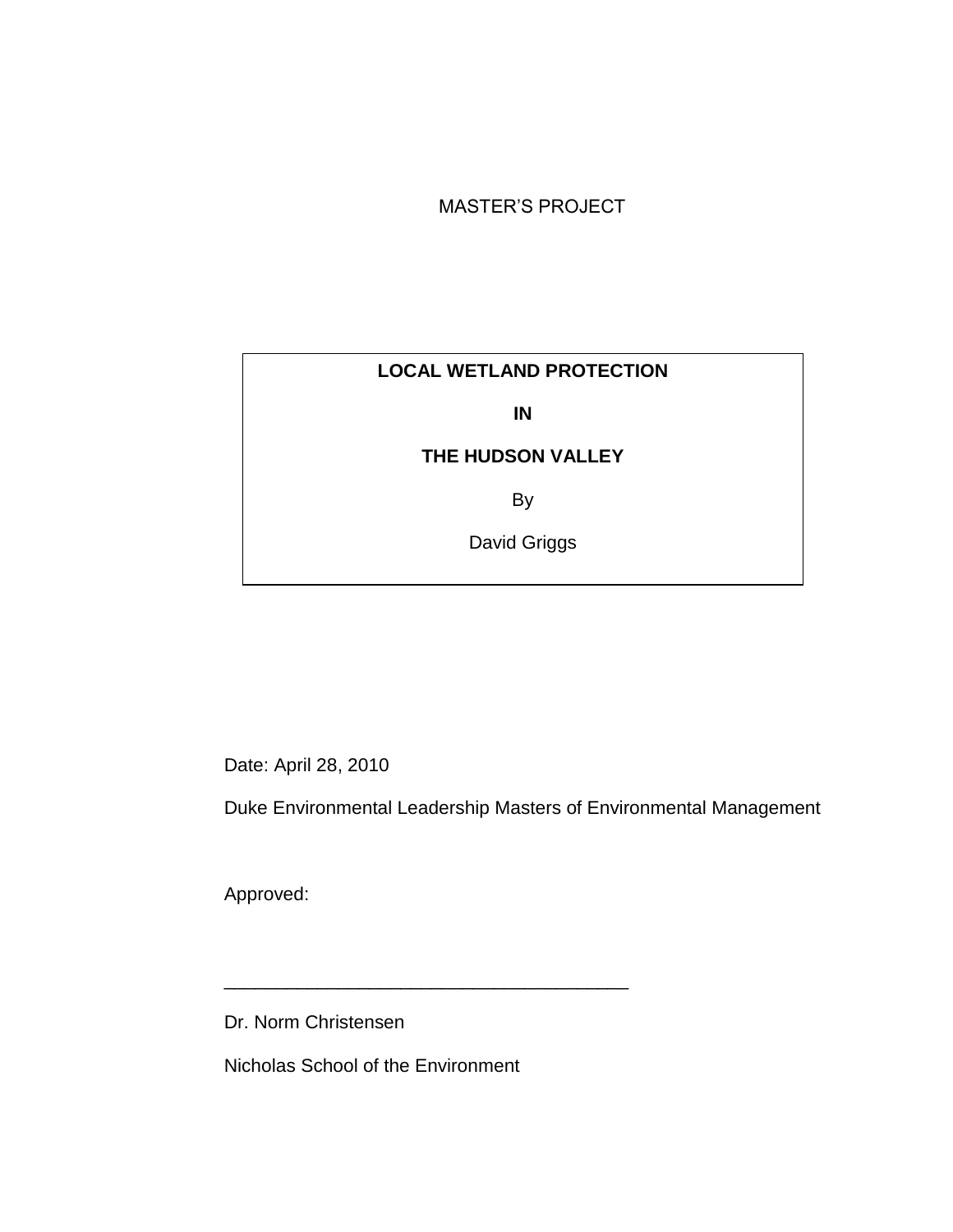MASTER'S PROJECT

# LOCAL WETLAND PROTECTION IN THE HUDSON VALLEY

By

David Griggs

Date: April 28, 2010

Duke Environmental Leadership Masters of Environmental Management

Approved:

_______________________________________

Dr. Norm Christensen

Nicholas School of the Environment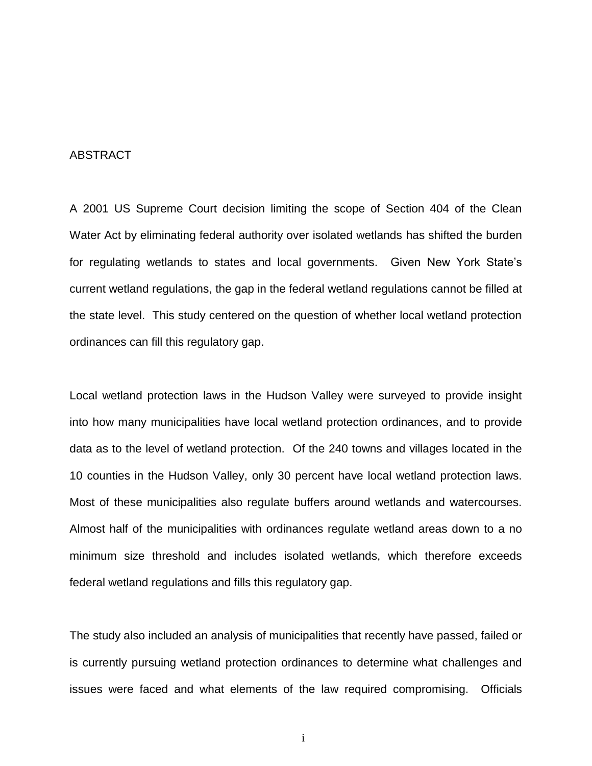## ABSTRACT

A 2001 US Supreme Court decision limiting the scope of Section 404 of the Clean Water Act by eliminating federal authority over isolated wetlands has shifted the burden for regulating wetlands to states and local governments. Given New York State's current wetland regulations, the gap in the federal wetland regulations cannot be filled at the state level. This study centered on the question of whether local wetland protection ordinances can fill this regulatory gap.

Local wetland protection laws in the Hudson Valley were surveyed to provide insight into how many municipalities have local wetland protection ordinances, and to provide data as to the level of wetland protection. Of the 240 towns and villages located in the 10 counties in the Hudson Valley, only 30 percent have local wetland protection laws. Most of these municipalities also regulate buffers around wetlands and watercourses. Almost half of the municipalities with ordinances regulate wetland areas down to a no minimum size threshold and includes isolated wetlands, which therefore exceeds federal wetland regulations and fills this regulatory gap.

The study also included an analysis of municipalities that recently have passed, failed or is currently pursuing wetland protection ordinances to determine what challenges and issues were faced and what elements of the law required compromising. Officials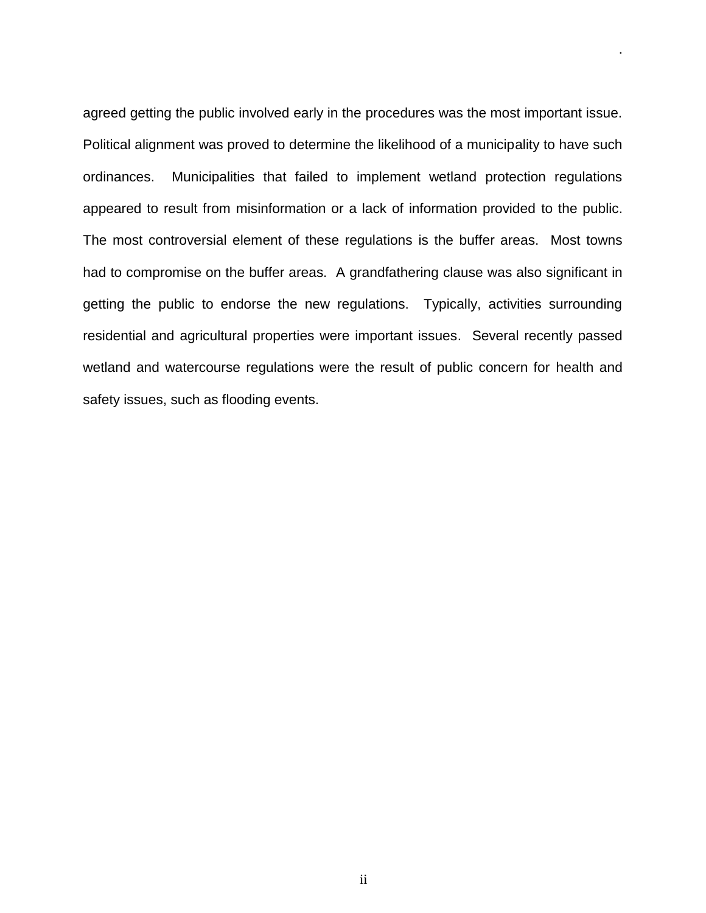agreed getting the public involved early in the procedures was the most important issue. Political alignment was proved to determine the likelihood of a municipality to have such ordinances. Municipalities that failed to implement wetland protection regulations appeared to result from misinformation or a lack of information provided to the public. The most controversial element of these regulations is the buffer areas. Most towns had to compromise on the buffer areas. A grandfathering clause was also significant in getting the public to endorse the new regulations. Typically, activities surrounding residential and agricultural properties were important issues. Several recently passed wetland and watercourse regulations were the result of public concern for health and safety issues, such as flooding events.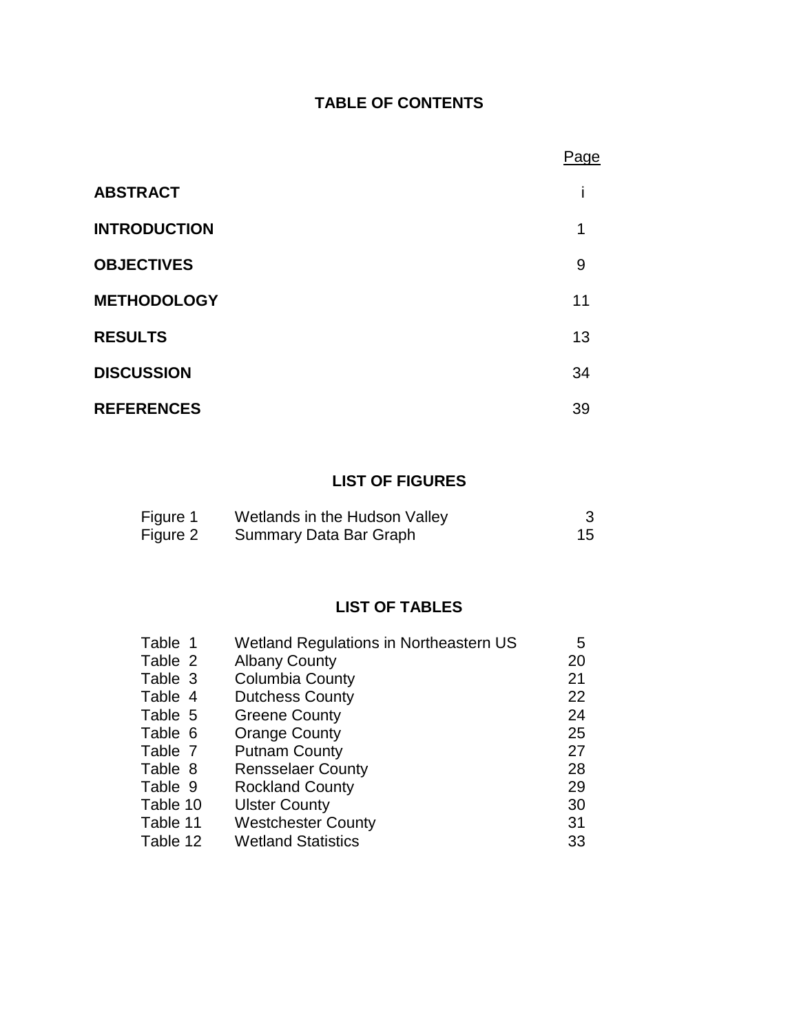## TABLE OF CONTENTS

| | Page |
|---|---|
| **ABSTRACT** | i |
| **INTRODUCTION** | 1 |
| **OBJECTIVES** | 9 |
| **METHODOLOGY** | 11 |
| **RESULTS** | 13 |
| **DISCUSSION** | 34 |
| **REFERENCES** | 39 |

## LIST OF FIGURES

| | | |
|---|---|---|
| Figure 1 | Wetlands in the Hudson Valley | 3 |
| Figure 2 | Summary Data Bar Graph | 15 |

## LIST OF TABLES

| | | |
|---|---|---|
| Table 1 | Wetland Regulations in Northeastern US | 5 |
| Table 2 | Albany County | 20 |
| Table 3 | Columbia County | 21 |
| Table 4 | Dutchess County | 22 |
| Table 5 | Greene County | 24 |
| Table 6 | Orange County | 25 |
| Table 7 | Putnam County | 27 |
| Table 8 | Rensselaer County | 28 |
| Table 9 | Rockland County | 29 |
| Table 10 | Ulster County | 30 |
| Table 11 | Westchester County | 31 |
| Table 12 | Wetland Statistics | 33 |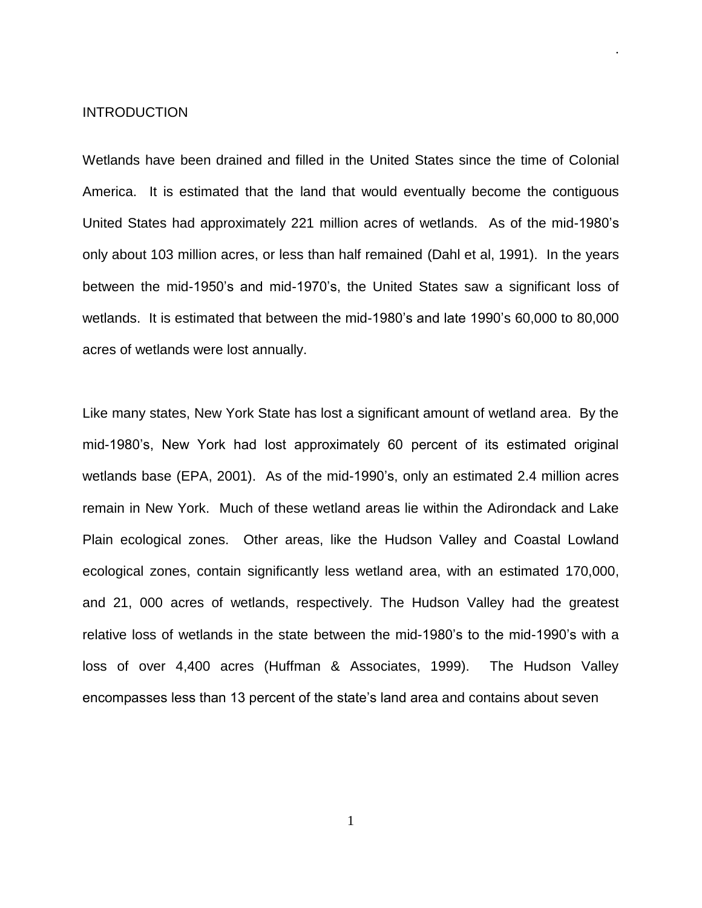# INTRODUCTION

Wetlands have been drained and filled in the United States since the time of Colonial America. It is estimated that the land that would eventually become the contiguous United States had approximately 221 million acres of wetlands. As of the mid-1980's only about 103 million acres, or less than half remained (Dahl et al, 1991). In the years between the mid-1950's and mid-1970's, the United States saw a significant loss of wetlands. It is estimated that between the mid-1980's and late 1990's 60,000 to 80,000 acres of wetlands were lost annually.

Like many states, New York State has lost a significant amount of wetland area. By the mid-1980's, New York had lost approximately 60 percent of its estimated original wetlands base (EPA, 2001). As of the mid-1990's, only an estimated 2.4 million acres remain in New York. Much of these wetland areas lie within the Adirondack and Lake Plain ecological zones. Other areas, like the Hudson Valley and Coastal Lowland ecological zones, contain significantly less wetland area, with an estimated 170,000, and 21, 000 acres of wetlands, respectively. The Hudson Valley had the greatest relative loss of wetlands in the state between the mid-1980's to the mid-1990's with a loss of over 4,400 acres (Huffman & Associates, 1999). The Hudson Valley encompasses less than 13 percent of the state's land area and contains about seven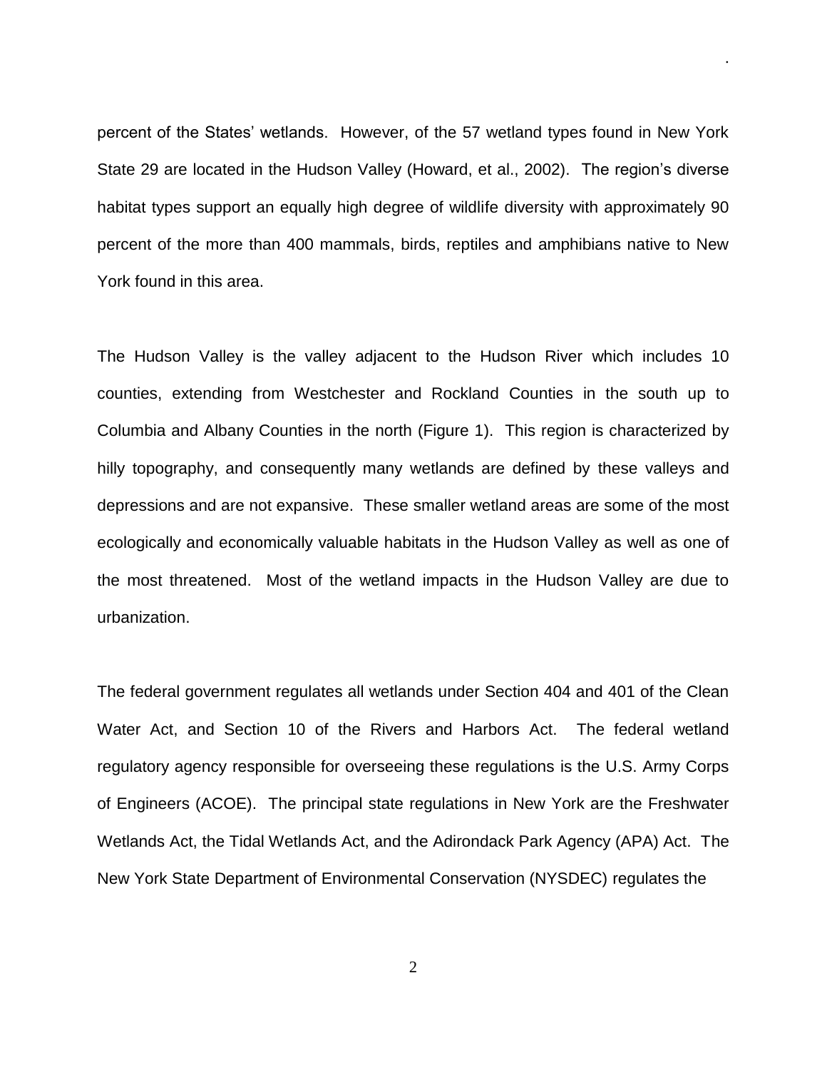percent of the States' wetlands. However, of the 57 wetland types found in New York State 29 are located in the Hudson Valley (Howard, et al., 2002). The region's diverse habitat types support an equally high degree of wildlife diversity with approximately 90 percent of the more than 400 mammals, birds, reptiles and amphibians native to New York found in this area.

The Hudson Valley is the valley adjacent to the Hudson River which includes 10 counties, extending from Westchester and Rockland Counties in the south up to Columbia and Albany Counties in the north (Figure 1). This region is characterized by hilly topography, and consequently many wetlands are defined by these valleys and depressions and are not expansive. These smaller wetland areas are some of the most ecologically and economically valuable habitats in the Hudson Valley as well as one of the most threatened. Most of the wetland impacts in the Hudson Valley are due to urbanization.

The federal government regulates all wetlands under Section 404 and 401 of the Clean Water Act, and Section 10 of the Rivers and Harbors Act. The federal wetland regulatory agency responsible for overseeing these regulations is the U.S. Army Corps of Engineers (ACOE). The principal state regulations in New York are the Freshwater Wetlands Act, the Tidal Wetlands Act, and the Adirondack Park Agency (APA) Act. The New York State Department of Environmental Conservation (NYSDEC) regulates the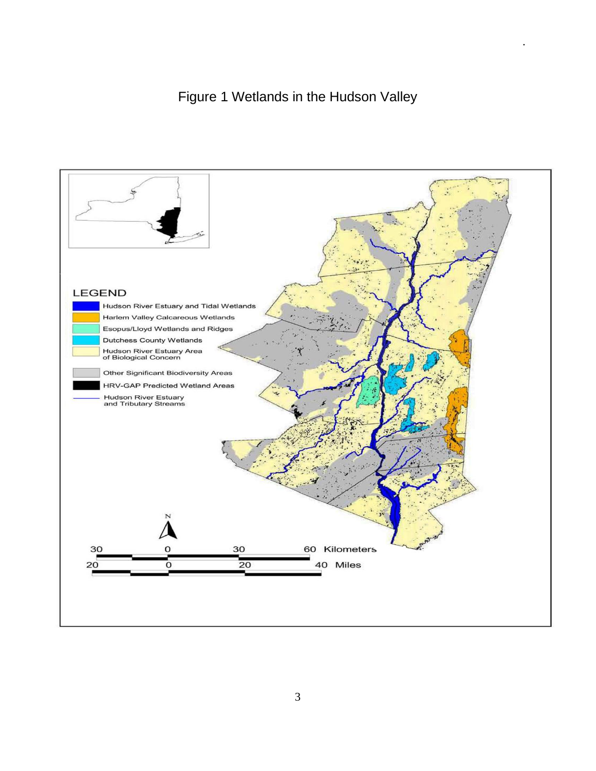Figure 1 Wetlands in the Hudson Valley

LEGEND

- Hudson River Estuary and Tidal Wetlands
- Harlem Valley Calcareous Wetlands
- Esopus/Lloyd Wetlands and Ridges
- Dutchess County Wetlands
- Hudson River Estuary Area of Biological Concern
- Other Significant Biodiversity Areas
- HRV-GAP Predicted Wetland Areas
- Hudson River Estuary and Tributary Streams

30 0 30 60 Kilometers

20 0 20 40 Miles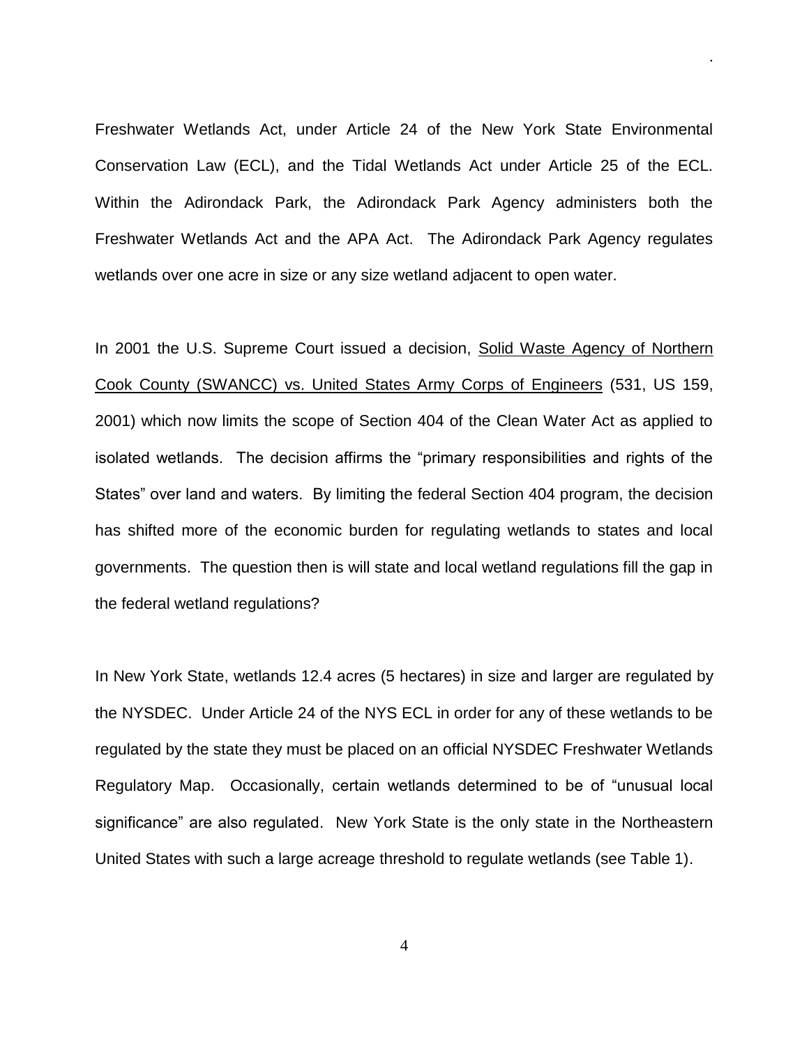Freshwater Wetlands Act, under Article 24 of the New York State Environmental Conservation Law (ECL), and the Tidal Wetlands Act under Article 25 of the ECL. Within the Adirondack Park, the Adirondack Park Agency administers both the Freshwater Wetlands Act and the APA Act. The Adirondack Park Agency regulates wetlands over one acre in size or any size wetland adjacent to open water.

In 2001 the U.S. Supreme Court issued a decision, Solid Waste Agency of Northern Cook County (SWANCC) vs. United States Army Corps of Engineers (531, US 159, 2001) which now limits the scope of Section 404 of the Clean Water Act as applied to isolated wetlands. The decision affirms the "primary responsibilities and rights of the States" over land and waters. By limiting the federal Section 404 program, the decision has shifted more of the economic burden for regulating wetlands to states and local governments. The question then is will state and local wetland regulations fill the gap in the federal wetland regulations?

In New York State, wetlands 12.4 acres (5 hectares) in size and larger are regulated by the NYSDEC. Under Article 24 of the NYS ECL in order for any of these wetlands to be regulated by the state they must be placed on an official NYSDEC Freshwater Wetlands Regulatory Map. Occasionally, certain wetlands determined to be of "unusual local significance" are also regulated. New York State is the only state in the Northeastern United States with such a large acreage threshold to regulate wetlands (see Table 1).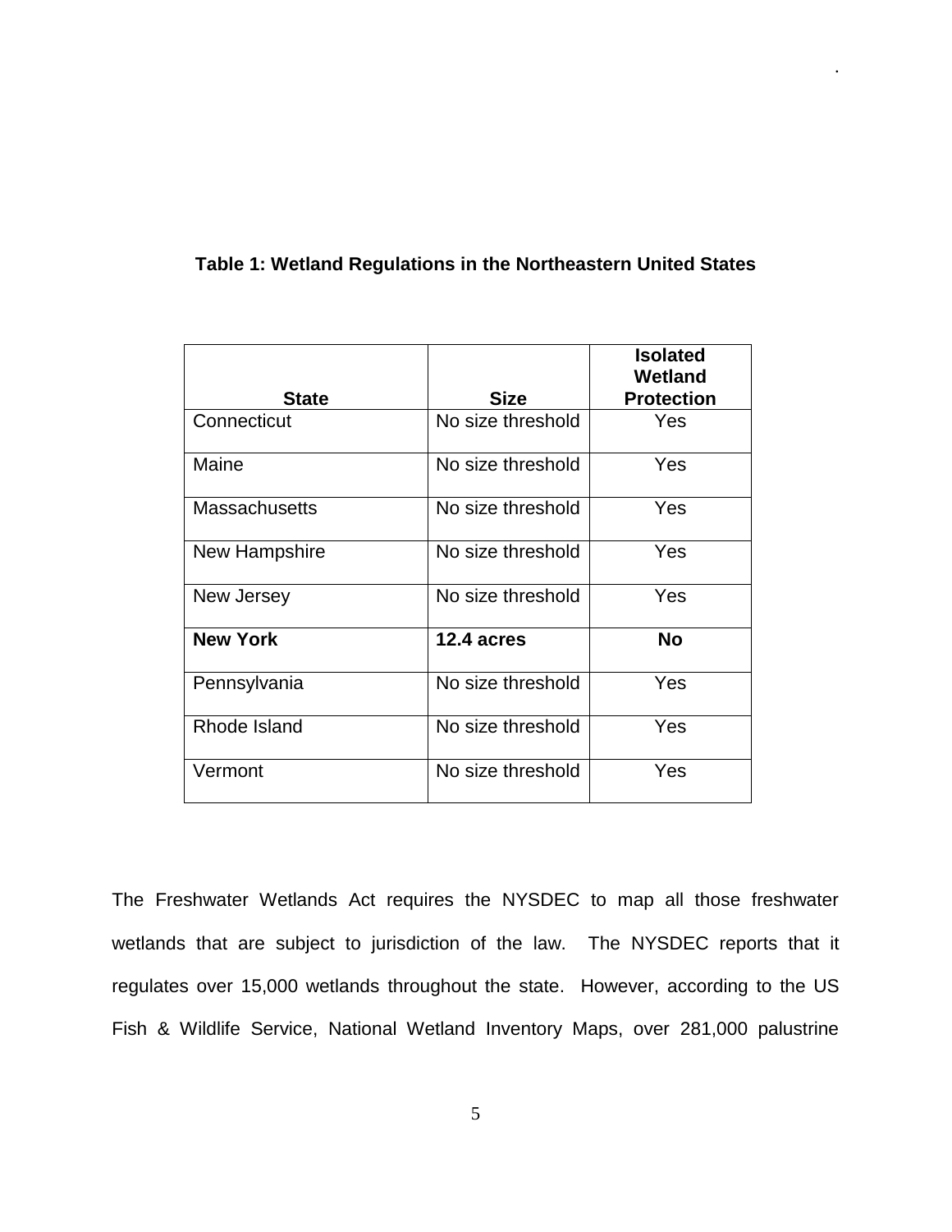**Table 1: Wetland Regulations in the Northeastern United States**

| State | Size | Isolated Wetland Protection |
|---|---|---|
| Connecticut | No size threshold | Yes |
| Maine | No size threshold | Yes |
| Massachusetts | No size threshold | Yes |
| New Hampshire | No size threshold | Yes |
| New Jersey | No size threshold | Yes |
| **New York** | **12.4 acres** | **No** |
| Pennsylvania | No size threshold | Yes |
| Rhode Island | No size threshold | Yes |
| Vermont | No size threshold | Yes |

The Freshwater Wetlands Act requires the NYSDEC to map all those freshwater wetlands that are subject to jurisdiction of the law. The NYSDEC reports that it regulates over 15,000 wetlands throughout the state. However, according to the US Fish & Wildlife Service, National Wetland Inventory Maps, over 281,000 palustrine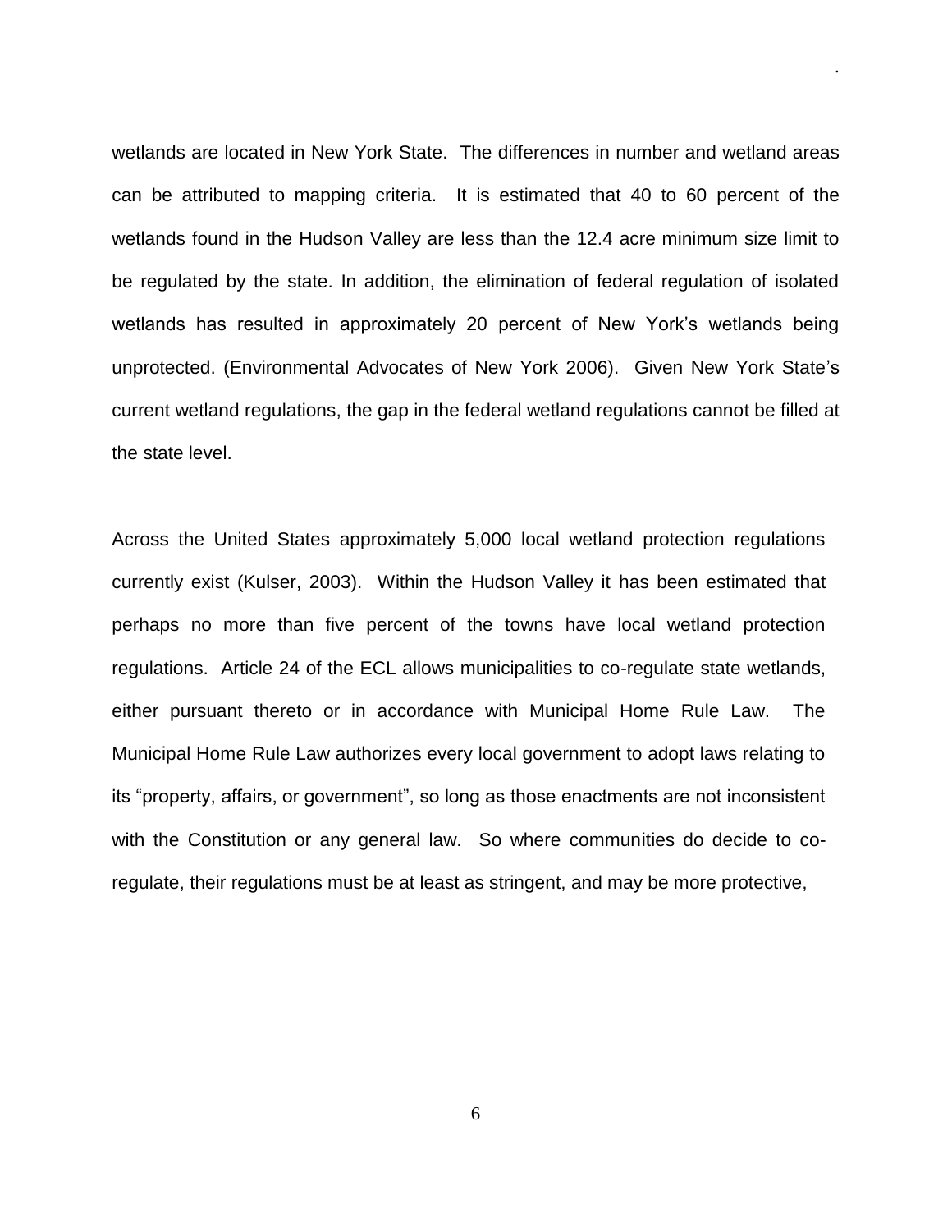wetlands are located in New York State. The differences in number and wetland areas can be attributed to mapping criteria. It is estimated that 40 to 60 percent of the wetlands found in the Hudson Valley are less than the 12.4 acre minimum size limit to be regulated by the state. In addition, the elimination of federal regulation of isolated wetlands has resulted in approximately 20 percent of New York's wetlands being unprotected. (Environmental Advocates of New York 2006). Given New York State's current wetland regulations, the gap in the federal wetland regulations cannot be filled at the state level.

Across the United States approximately 5,000 local wetland protection regulations currently exist (Kulser, 2003). Within the Hudson Valley it has been estimated that perhaps no more than five percent of the towns have local wetland protection regulations. Article 24 of the ECL allows municipalities to co-regulate state wetlands, either pursuant thereto or in accordance with Municipal Home Rule Law. The Municipal Home Rule Law authorizes every local government to adopt laws relating to its "property, affairs, or government", so long as those enactments are not inconsistent with the Constitution or any general law. So where communities do decide to co-regulate, their regulations must be at least as stringent, and may be more protective,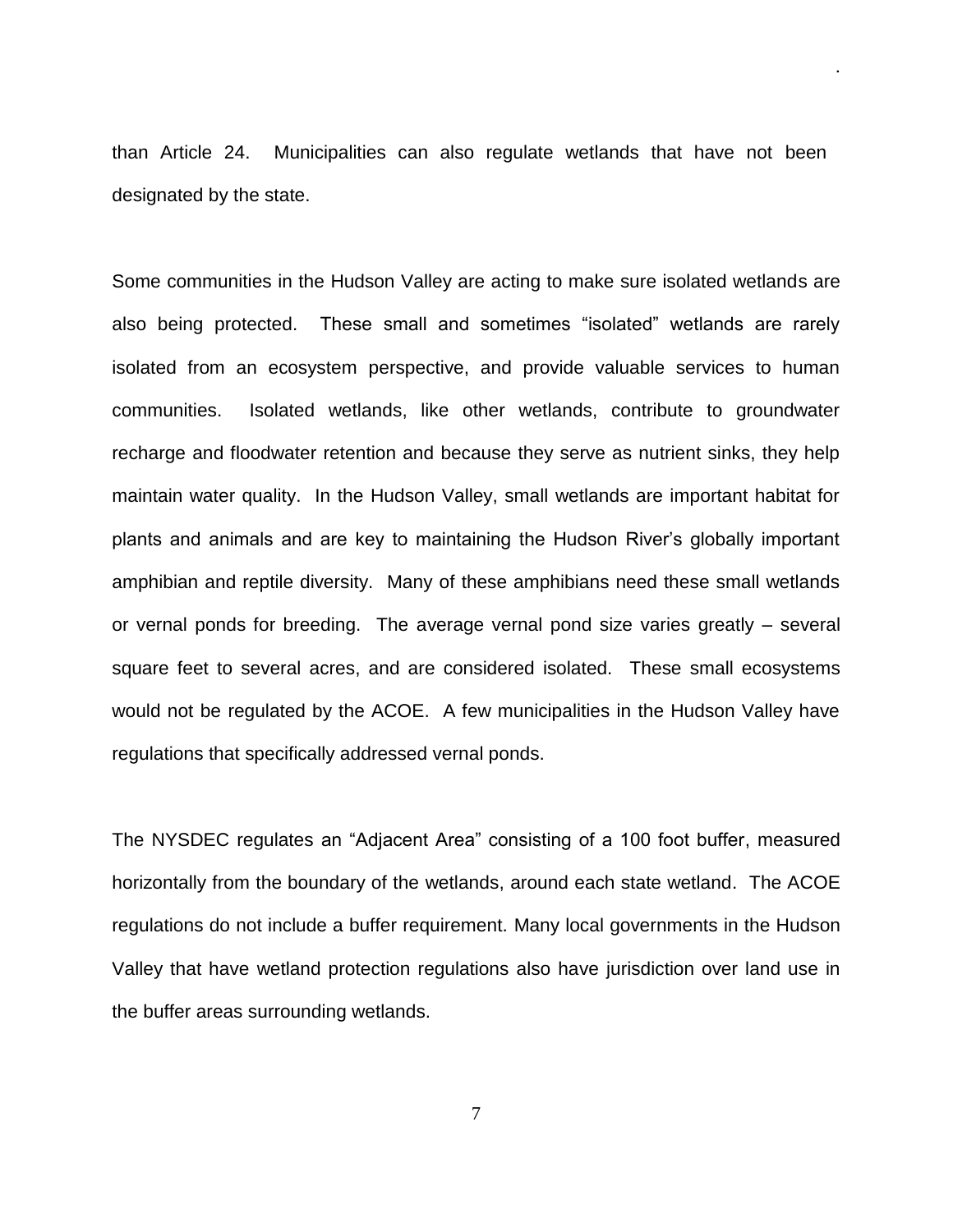than Article 24. Municipalities can also regulate wetlands that have not been designated by the state.

Some communities in the Hudson Valley are acting to make sure isolated wetlands are also being protected. These small and sometimes "isolated" wetlands are rarely isolated from an ecosystem perspective, and provide valuable services to human communities. Isolated wetlands, like other wetlands, contribute to groundwater recharge and floodwater retention and because they serve as nutrient sinks, they help maintain water quality. In the Hudson Valley, small wetlands are important habitat for plants and animals and are key to maintaining the Hudson River's globally important amphibian and reptile diversity. Many of these amphibians need these small wetlands or vernal ponds for breeding. The average vernal pond size varies greatly – several square feet to several acres, and are considered isolated. These small ecosystems would not be regulated by the ACOE. A few municipalities in the Hudson Valley have regulations that specifically addressed vernal ponds.

The NYSDEC regulates an "Adjacent Area" consisting of a 100 foot buffer, measured horizontally from the boundary of the wetlands, around each state wetland. The ACOE regulations do not include a buffer requirement. Many local governments in the Hudson Valley that have wetland protection regulations also have jurisdiction over land use in the buffer areas surrounding wetlands.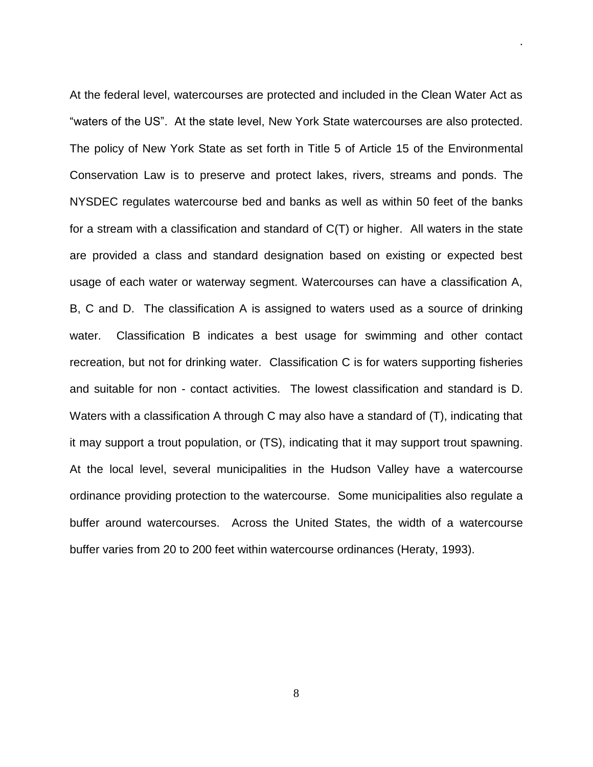At the federal level, watercourses are protected and included in the Clean Water Act as "waters of the US". At the state level, New York State watercourses are also protected. The policy of New York State as set forth in Title 5 of Article 15 of the Environmental Conservation Law is to preserve and protect lakes, rivers, streams and ponds. The NYSDEC regulates watercourse bed and banks as well as within 50 feet of the banks for a stream with a classification and standard of C(T) or higher. All waters in the state are provided a class and standard designation based on existing or expected best usage of each water or waterway segment. Watercourses can have a classification A, B, C and D. The classification A is assigned to waters used as a source of drinking water. Classification B indicates a best usage for swimming and other contact recreation, but not for drinking water. Classification C is for waters supporting fisheries and suitable for non - contact activities. The lowest classification and standard is D. Waters with a classification A through C may also have a standard of (T), indicating that it may support a trout population, or (TS), indicating that it may support trout spawning. At the local level, several municipalities in the Hudson Valley have a watercourse ordinance providing protection to the watercourse. Some municipalities also regulate a buffer around watercourses. Across the United States, the width of a watercourse buffer varies from 20 to 200 feet within watercourse ordinances (Heraty, 1993).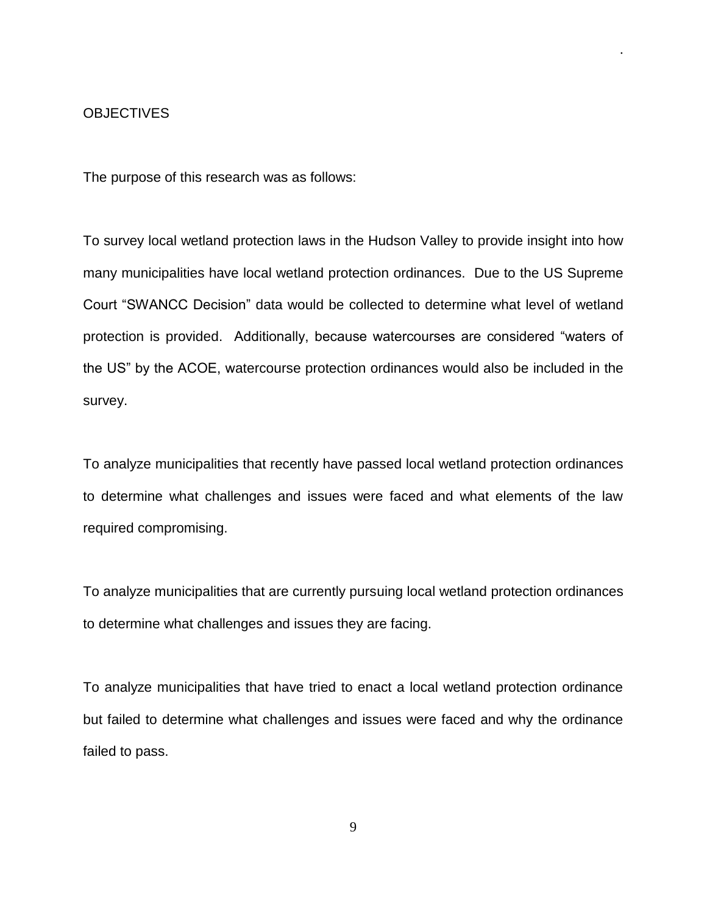## OBJECTIVES

The purpose of this research was as follows:

To survey local wetland protection laws in the Hudson Valley to provide insight into how many municipalities have local wetland protection ordinances. Due to the US Supreme Court "SWANCC Decision" data would be collected to determine what level of wetland protection is provided. Additionally, because watercourses are considered "waters of the US" by the ACOE, watercourse protection ordinances would also be included in the survey.

To analyze municipalities that recently have passed local wetland protection ordinances to determine what challenges and issues were faced and what elements of the law required compromising.

To analyze municipalities that are currently pursuing local wetland protection ordinances to determine what challenges and issues they are facing.

To analyze municipalities that have tried to enact a local wetland protection ordinance but failed to determine what challenges and issues were faced and why the ordinance failed to pass.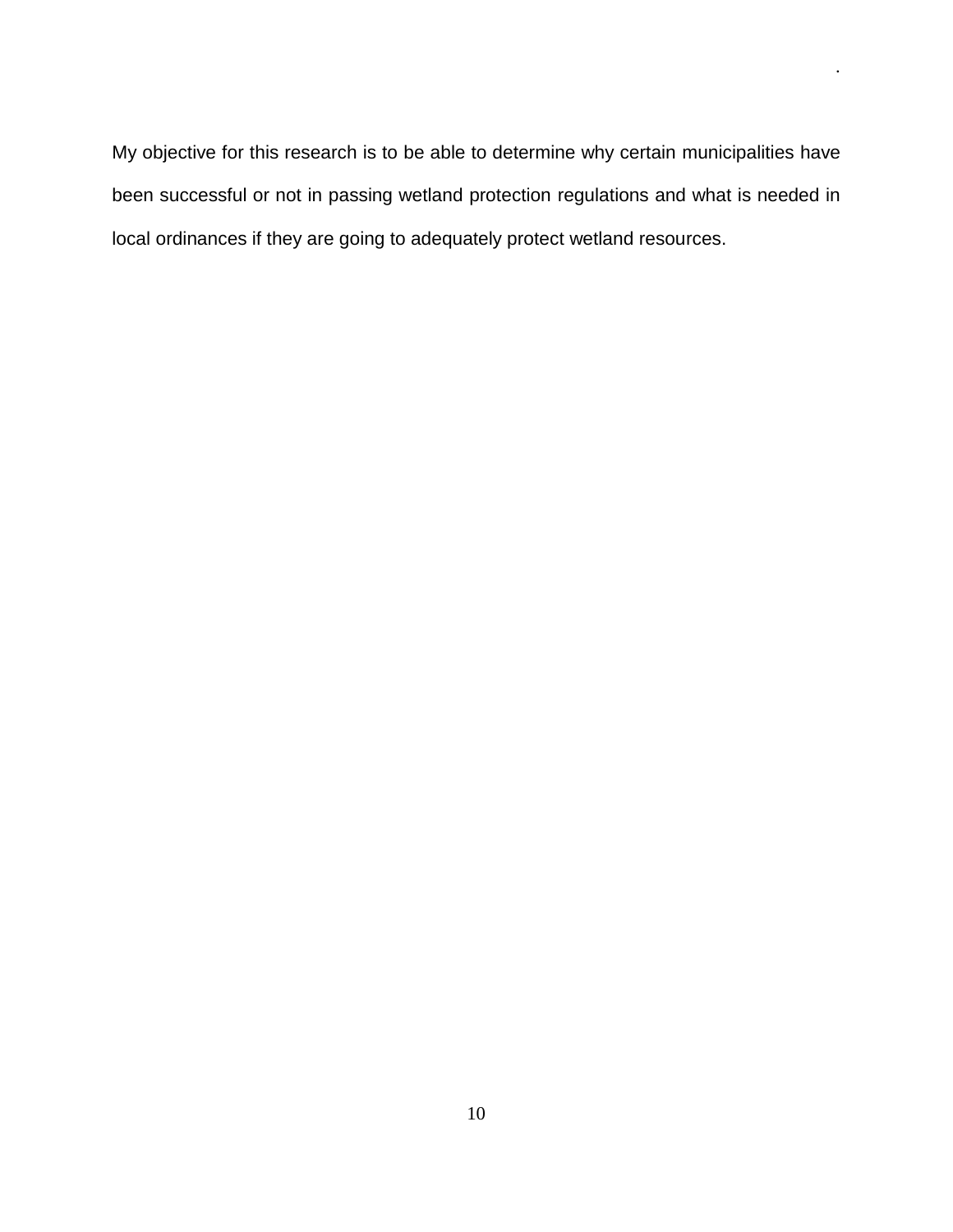My objective for this research is to be able to determine why certain municipalities have been successful or not in passing wetland protection regulations and what is needed in local ordinances if they are going to adequately protect wetland resources.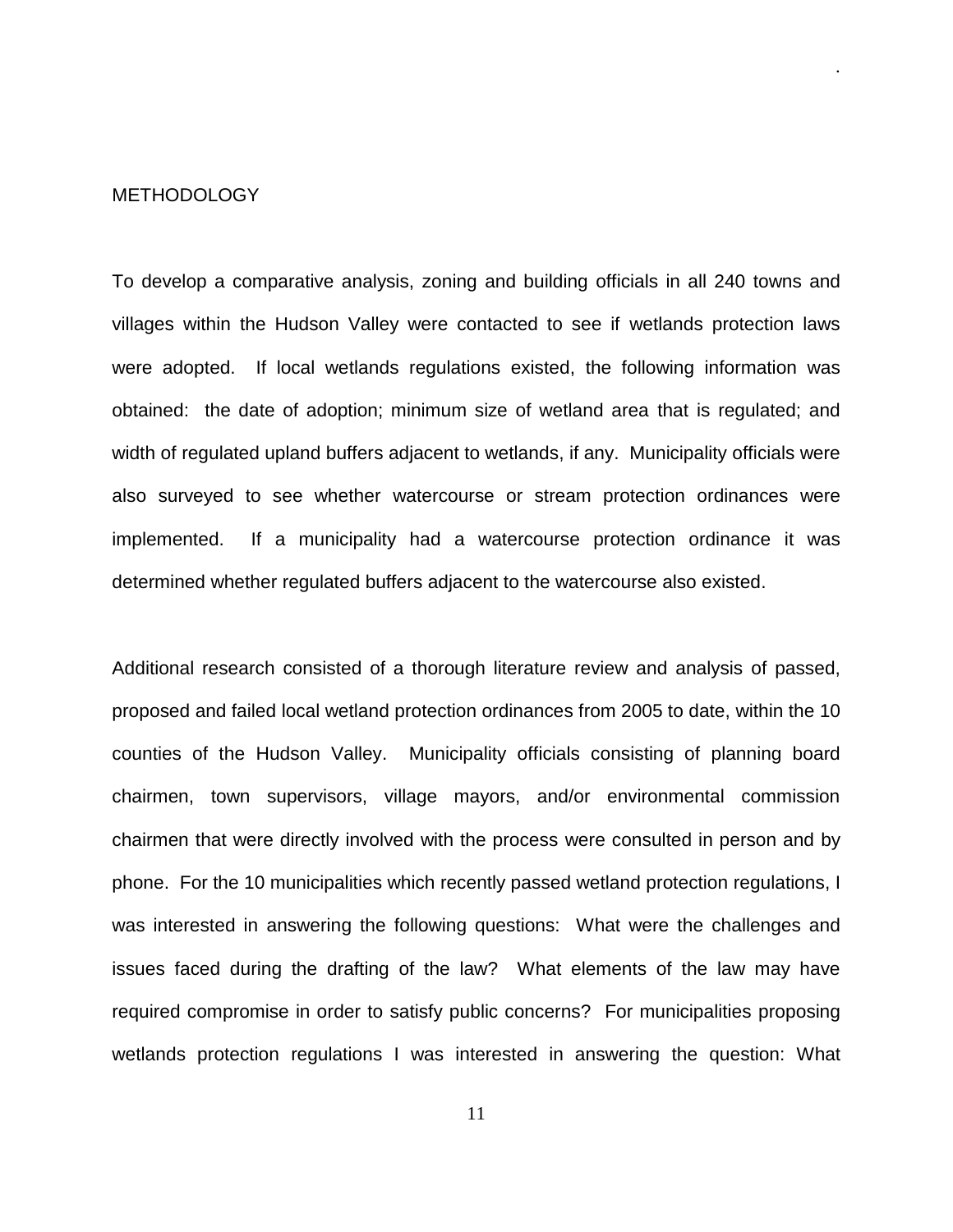## METHODOLOGY

To develop a comparative analysis, zoning and building officials in all 240 towns and villages within the Hudson Valley were contacted to see if wetlands protection laws were adopted. If local wetlands regulations existed, the following information was obtained: the date of adoption; minimum size of wetland area that is regulated; and width of regulated upland buffers adjacent to wetlands, if any. Municipality officials were also surveyed to see whether watercourse or stream protection ordinances were implemented. If a municipality had a watercourse protection ordinance it was determined whether regulated buffers adjacent to the watercourse also existed.

Additional research consisted of a thorough literature review and analysis of passed, proposed and failed local wetland protection ordinances from 2005 to date, within the 10 counties of the Hudson Valley. Municipality officials consisting of planning board chairmen, town supervisors, village mayors, and/or environmental commission chairmen that were directly involved with the process were consulted in person and by phone. For the 10 municipalities which recently passed wetland protection regulations, I was interested in answering the following questions: What were the challenges and issues faced during the drafting of the law? What elements of the law may have required compromise in order to satisfy public concerns? For municipalities proposing wetlands protection regulations I was interested in answering the question: What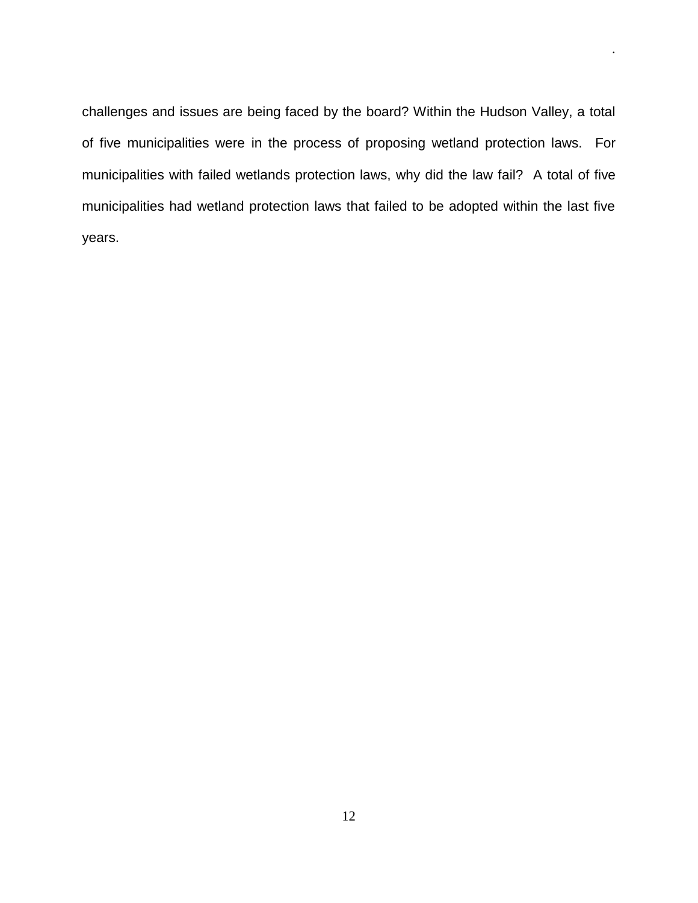challenges and issues are being faced by the board? Within the Hudson Valley, a total of five municipalities were in the process of proposing wetland protection laws. For municipalities with failed wetlands protection laws, why did the law fail? A total of five municipalities had wetland protection laws that failed to be adopted within the last five years.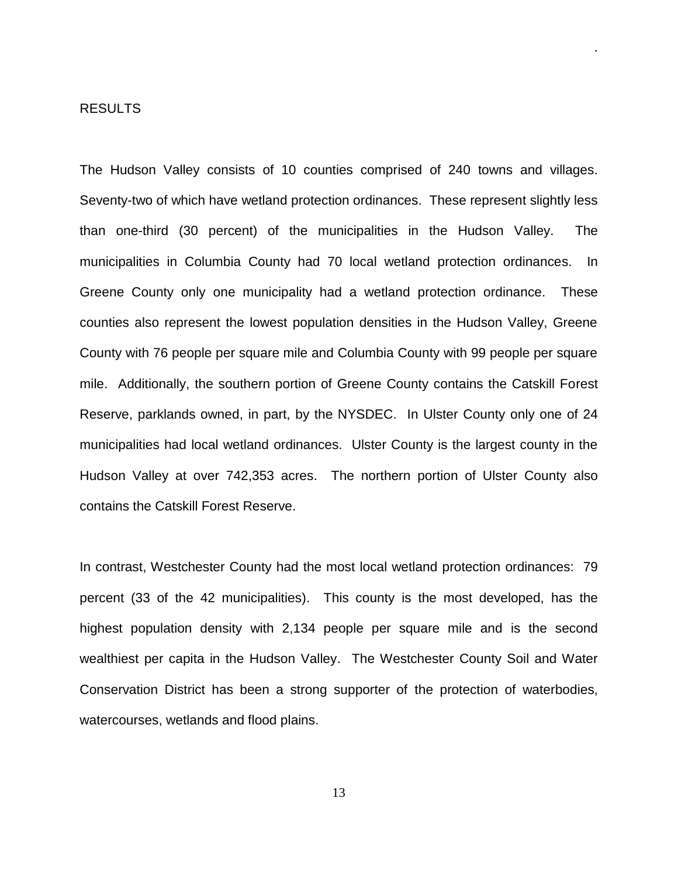## RESULTS

The Hudson Valley consists of 10 counties comprised of 240 towns and villages. Seventy-two of which have wetland protection ordinances. These represent slightly less than one-third (30 percent) of the municipalities in the Hudson Valley. The municipalities in Columbia County had 70 local wetland protection ordinances. In Greene County only one municipality had a wetland protection ordinance. These counties also represent the lowest population densities in the Hudson Valley, Greene County with 76 people per square mile and Columbia County with 99 people per square mile. Additionally, the southern portion of Greene County contains the Catskill Forest Reserve, parklands owned, in part, by the NYSDEC. In Ulster County only one of 24 municipalities had local wetland ordinances. Ulster County is the largest county in the Hudson Valley at over 742,353 acres. The northern portion of Ulster County also contains the Catskill Forest Reserve.

In contrast, Westchester County had the most local wetland protection ordinances: 79 percent (33 of the 42 municipalities). This county is the most developed, has the highest population density with 2,134 people per square mile and is the second wealthiest per capita in the Hudson Valley. The Westchester County Soil and Water Conservation District has been a strong supporter of the protection of waterbodies, watercourses, wetlands and flood plains.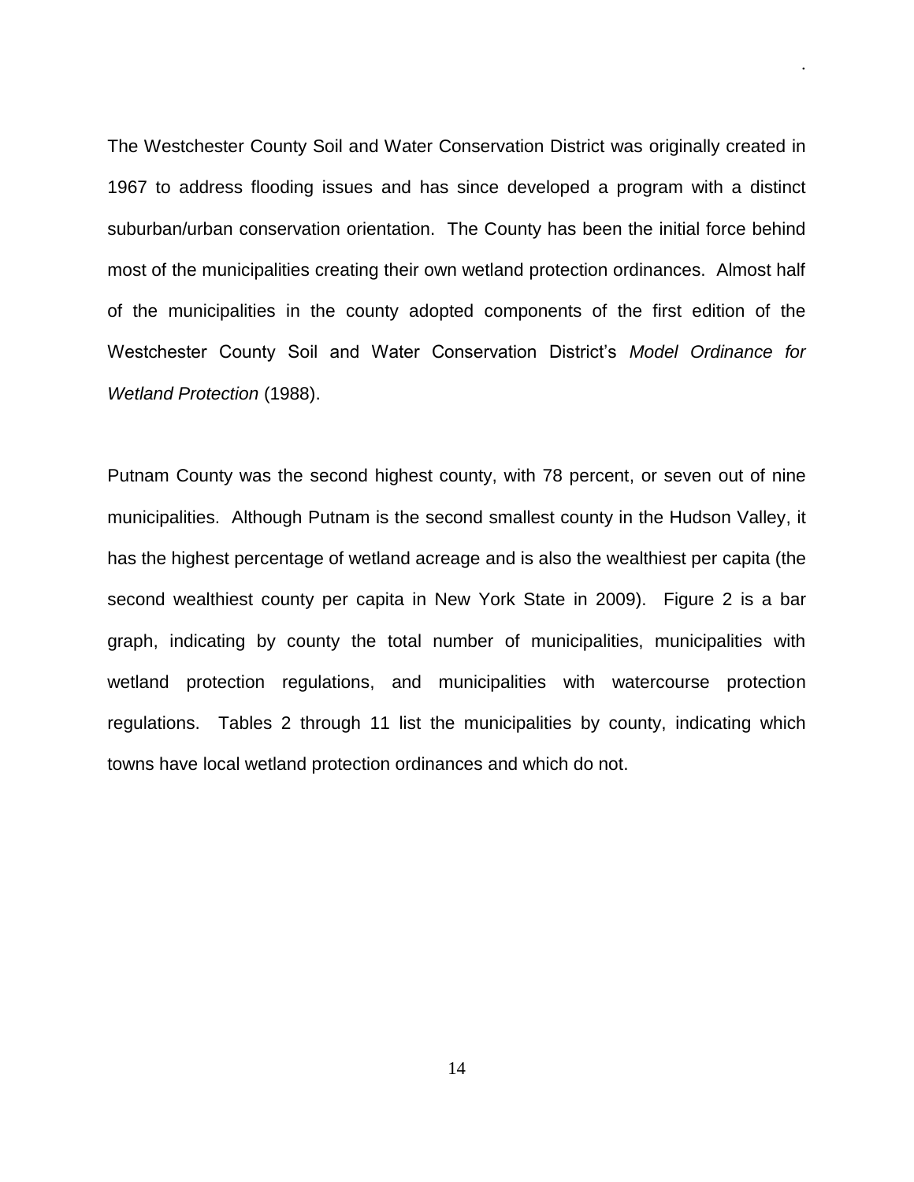The Westchester County Soil and Water Conservation District was originally created in 1967 to address flooding issues and has since developed a program with a distinct suburban/urban conservation orientation. The County has been the initial force behind most of the municipalities creating their own wetland protection ordinances. Almost half of the municipalities in the county adopted components of the first edition of the Westchester County Soil and Water Conservation District's *Model Ordinance for Wetland Protection* (1988).

Putnam County was the second highest county, with 78 percent, or seven out of nine municipalities. Although Putnam is the second smallest county in the Hudson Valley, it has the highest percentage of wetland acreage and is also the wealthiest per capita (the second wealthiest county per capita in New York State in 2009). Figure 2 is a bar graph, indicating by county the total number of municipalities, municipalities with wetland protection regulations, and municipalities with watercourse protection regulations. Tables 2 through 11 list the municipalities by county, indicating which towns have local wetland protection ordinances and which do not.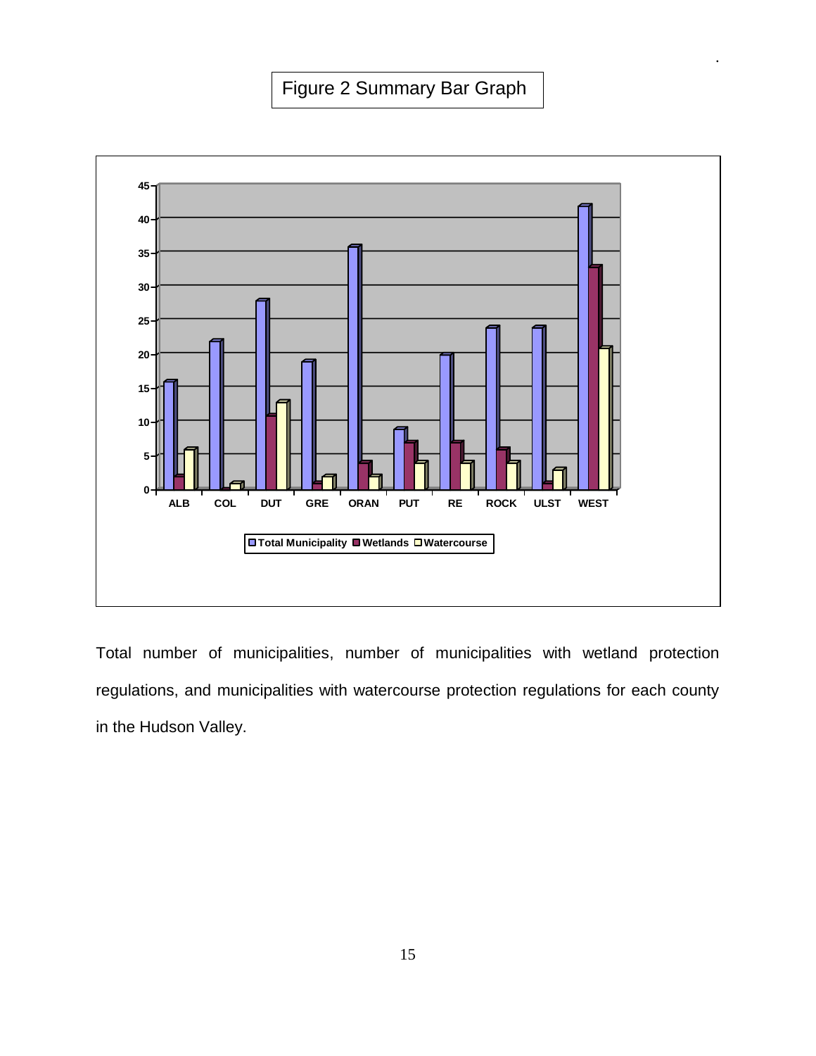# Figure 2 Summary Bar Graph

Total number of municipalities, number of municipalities with wetland protection regulations, and municipalities with watercourse protection regulations for each county in the Hudson Valley.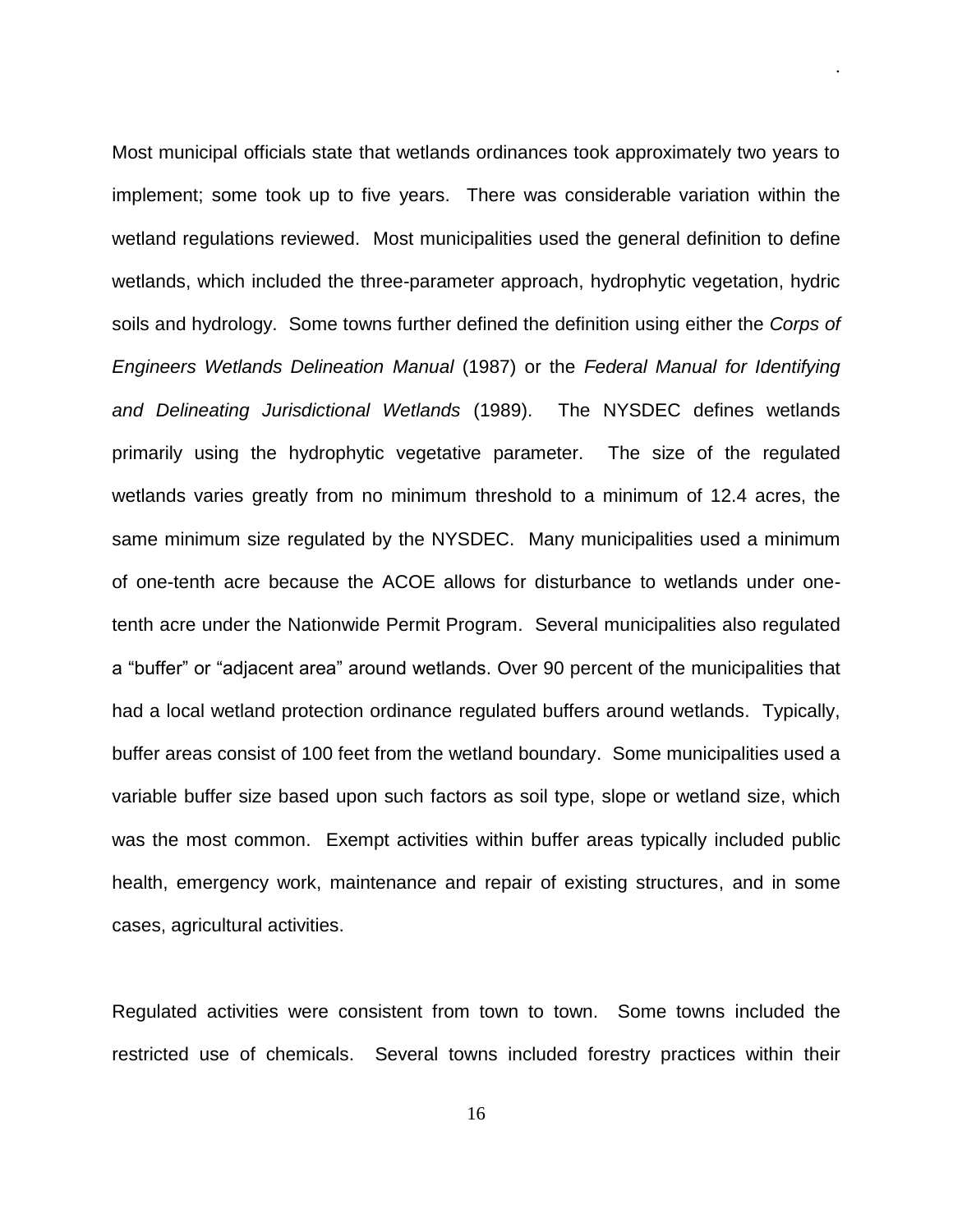Most municipal officials state that wetlands ordinances took approximately two years to implement; some took up to five years. There was considerable variation within the wetland regulations reviewed. Most municipalities used the general definition to define wetlands, which included the three-parameter approach, hydrophytic vegetation, hydric soils and hydrology. Some towns further defined the definition using either the *Corps of Engineers Wetlands Delineation Manual* (1987) or the *Federal Manual for Identifying and Delineating Jurisdictional Wetlands* (1989). The NYSDEC defines wetlands primarily using the hydrophytic vegetative parameter. The size of the regulated wetlands varies greatly from no minimum threshold to a minimum of 12.4 acres, the same minimum size regulated by the NYSDEC. Many municipalities used a minimum of one-tenth acre because the ACOE allows for disturbance to wetlands under one-tenth acre under the Nationwide Permit Program. Several municipalities also regulated a "buffer" or "adjacent area" around wetlands. Over 90 percent of the municipalities that had a local wetland protection ordinance regulated buffers around wetlands. Typically, buffer areas consist of 100 feet from the wetland boundary. Some municipalities used a variable buffer size based upon such factors as soil type, slope or wetland size, which was the most common. Exempt activities within buffer areas typically included public health, emergency work, maintenance and repair of existing structures, and in some cases, agricultural activities.

Regulated activities were consistent from town to town. Some towns included the restricted use of chemicals. Several towns included forestry practices within their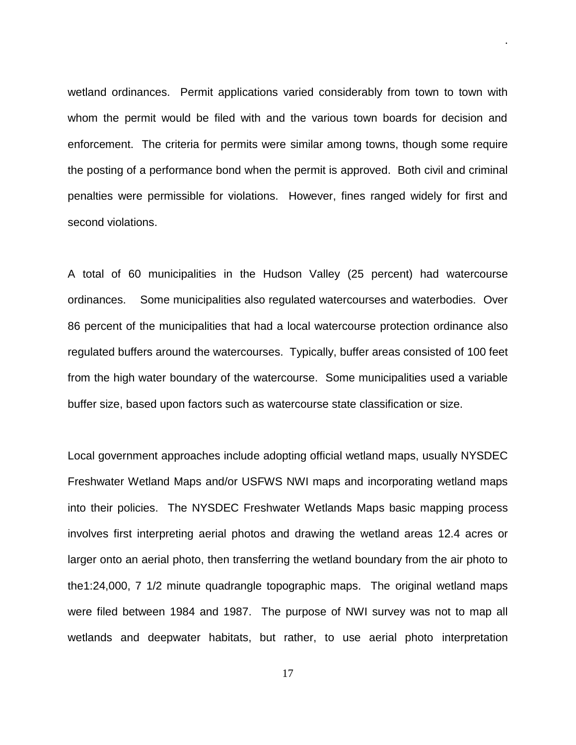wetland ordinances. Permit applications varied considerably from town to town with whom the permit would be filed with and the various town boards for decision and enforcement. The criteria for permits were similar among towns, though some require the posting of a performance bond when the permit is approved. Both civil and criminal penalties were permissible for violations. However, fines ranged widely for first and second violations.

A total of 60 municipalities in the Hudson Valley (25 percent) had watercourse ordinances. Some municipalities also regulated watercourses and waterbodies. Over 86 percent of the municipalities that had a local watercourse protection ordinance also regulated buffers around the watercourses. Typically, buffer areas consisted of 100 feet from the high water boundary of the watercourse. Some municipalities used a variable buffer size, based upon factors such as watercourse state classification or size.

Local government approaches include adopting official wetland maps, usually NYSDEC Freshwater Wetland Maps and/or USFWS NWI maps and incorporating wetland maps into their policies. The NYSDEC Freshwater Wetlands Maps basic mapping process involves first interpreting aerial photos and drawing the wetland areas 12.4 acres or larger onto an aerial photo, then transferring the wetland boundary from the air photo to the1:24,000, 7 1/2 minute quadrangle topographic maps. The original wetland maps were filed between 1984 and 1987. The purpose of NWI survey was not to map all wetlands and deepwater habitats, but rather, to use aerial photo interpretation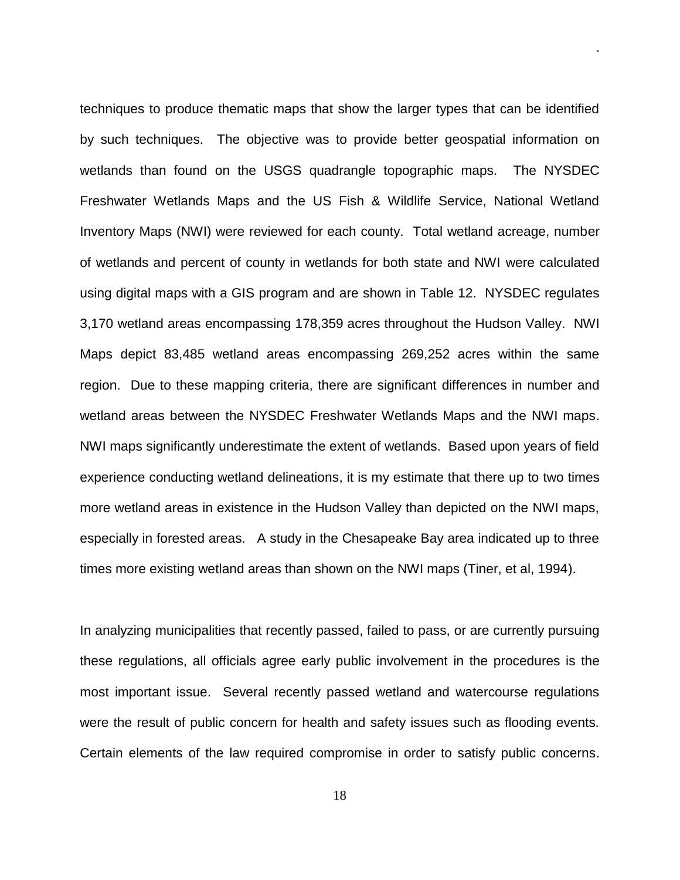techniques to produce thematic maps that show the larger types that can be identified by such techniques. The objective was to provide better geospatial information on wetlands than found on the USGS quadrangle topographic maps. The NYSDEC Freshwater Wetlands Maps and the US Fish & Wildlife Service, National Wetland Inventory Maps (NWI) were reviewed for each county. Total wetland acreage, number of wetlands and percent of county in wetlands for both state and NWI were calculated using digital maps with a GIS program and are shown in Table 12. NYSDEC regulates 3,170 wetland areas encompassing 178,359 acres throughout the Hudson Valley. NWI Maps depict 83,485 wetland areas encompassing 269,252 acres within the same region. Due to these mapping criteria, there are significant differences in number and wetland areas between the NYSDEC Freshwater Wetlands Maps and the NWI maps. NWI maps significantly underestimate the extent of wetlands. Based upon years of field experience conducting wetland delineations, it is my estimate that there up to two times more wetland areas in existence in the Hudson Valley than depicted on the NWI maps, especially in forested areas. A study in the Chesapeake Bay area indicated up to three times more existing wetland areas than shown on the NWI maps (Tiner, et al, 1994).

In analyzing municipalities that recently passed, failed to pass, or are currently pursuing these regulations, all officials agree early public involvement in the procedures is the most important issue. Several recently passed wetland and watercourse regulations were the result of public concern for health and safety issues such as flooding events. Certain elements of the law required compromise in order to satisfy public concerns.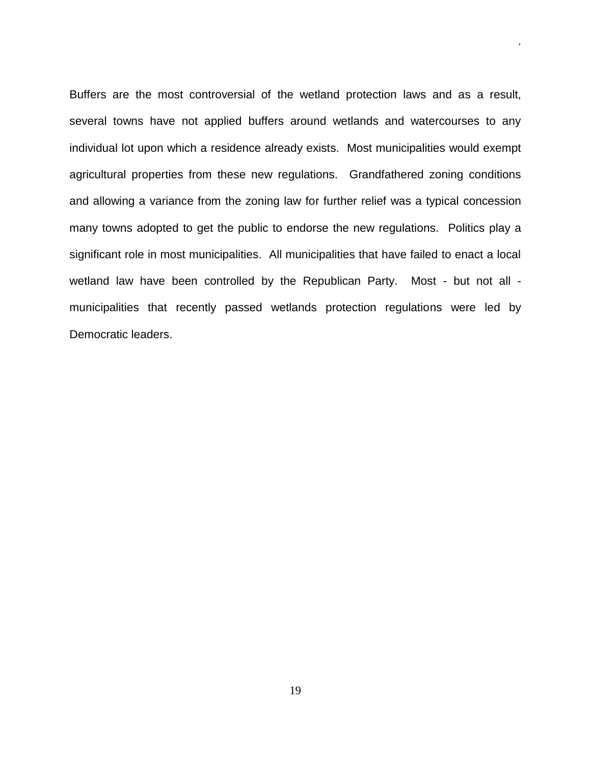Buffers are the most controversial of the wetland protection laws and as a result, several towns have not applied buffers around wetlands and watercourses to any individual lot upon which a residence already exists. Most municipalities would exempt agricultural properties from these new regulations. Grandfathered zoning conditions and allowing a variance from the zoning law for further relief was a typical concession many towns adopted to get the public to endorse the new regulations. Politics play a significant role in most municipalities. All municipalities that have failed to enact a local wetland law have been controlled by the Republican Party. Most - but not all - municipalities that recently passed wetlands protection regulations were led by Democratic leaders.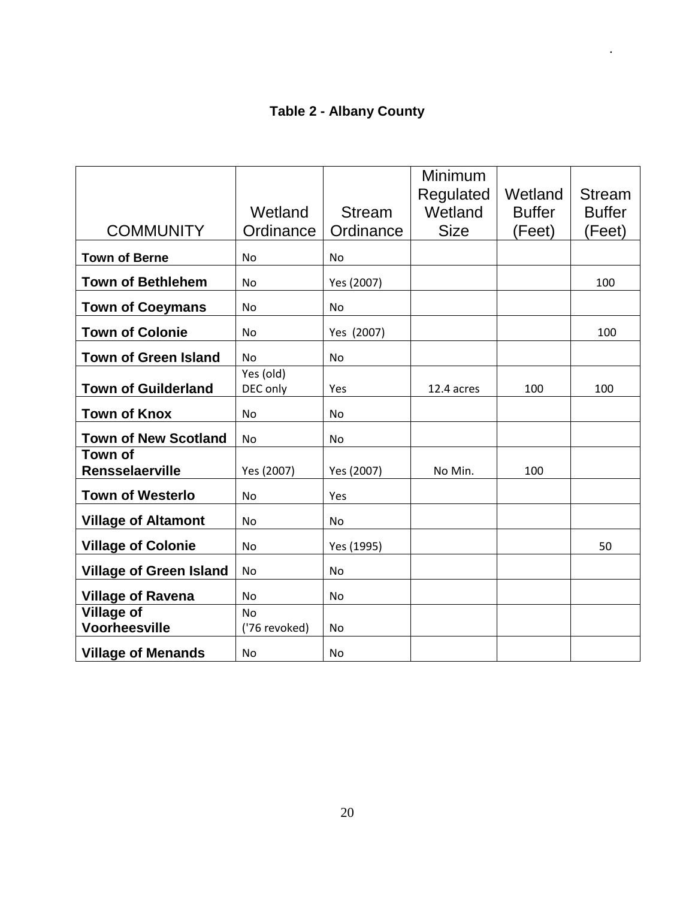**Table 2 - Albany County**

| COMMUNITY | Wetland Ordinance | Stream Ordinance | Minimum Regulated Wetland Size | Wetland Buffer (Feet) | Stream Buffer (Feet) |
|---|---|---|---|---|---|
| **Town of Berne** | No | No | | | |
| **Town of Bethlehem** | No | Yes (2007) | | | 100 |
| **Town of Coeymans** | No | No | | | |
| **Town of Colonie** | No | Yes (2007) | | | 100 |
| **Town of Green Island** | No | No | | | |
| **Town of Guilderland** | Yes (old) DEC only | Yes | 12.4 acres | 100 | 100 |
| **Town of Knox** | No | No | | | |
| **Town of New Scotland** | No | No | | | |
| **Town of Rensselaerville** | Yes (2007) | Yes (2007) | No Min. | 100 | |
| **Town of Westerlo** | No | Yes | | | |
| **Village of Altamont** | No | No | | | |
| **Village of Colonie** | No | Yes (1995) | | | 50 |
| **Village of Green Island** | No | No | | | |
| **Village of Ravena** | No | No | | | |
| **Village of Voorheesville** | No ('76 revoked) | No | | | |
| **Village of Menands** | No | No | | | |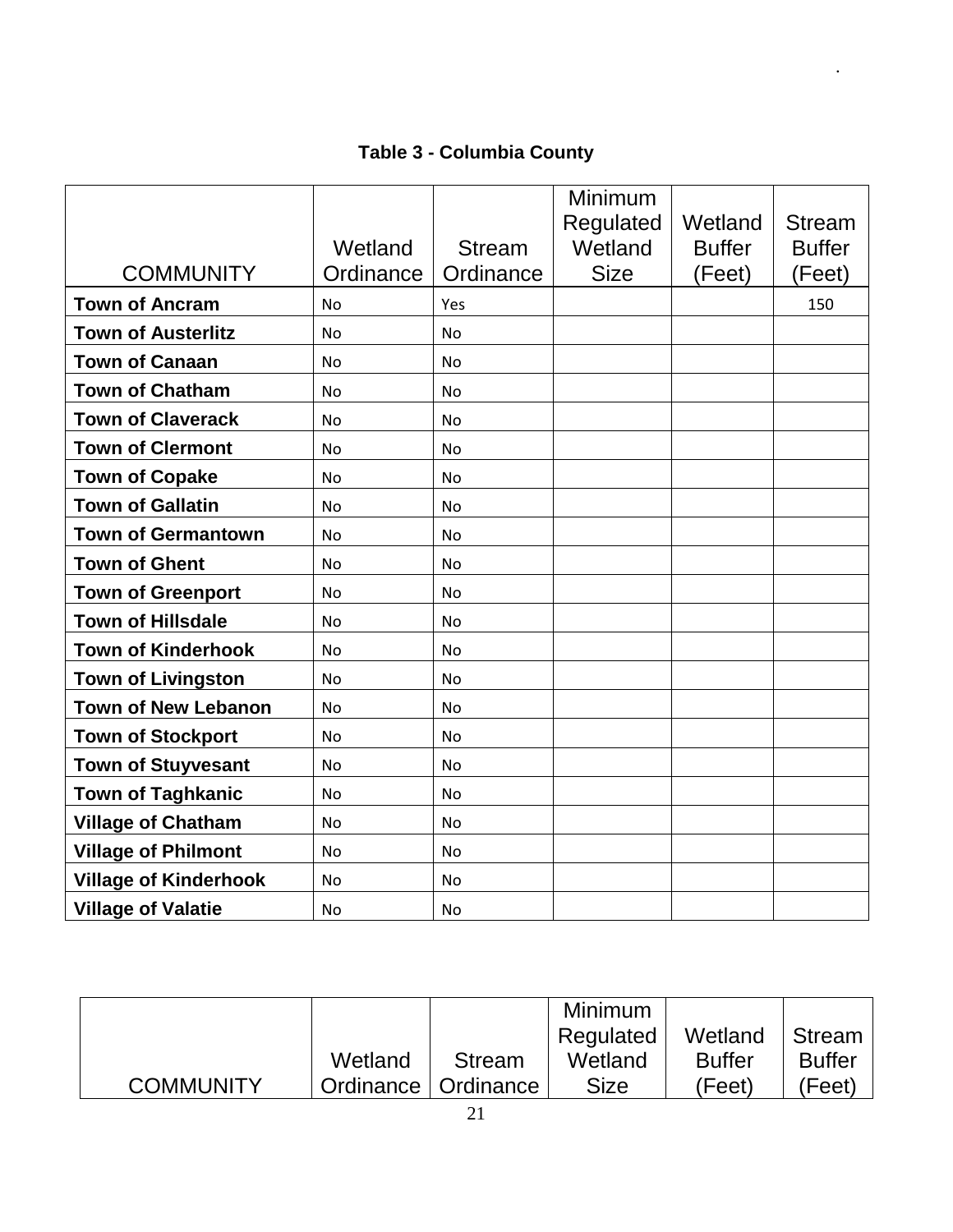**Table 3 - Columbia County**

| COMMUNITY | Wetland Ordinance | Stream Ordinance | Minimum Regulated Wetland Size | Wetland Buffer (Feet) | Stream Buffer (Feet) |
|---|---|---|---|---|---|
| **Town of Ancram** | No | Yes | | | 150 |
| **Town of Austerlitz** | No | No | | | |
| **Town of Canaan** | No | No | | | |
| **Town of Chatham** | No | No | | | |
| **Town of Claverack** | No | No | | | |
| **Town of Clermont** | No | No | | | |
| **Town of Copake** | No | No | | | |
| **Town of Gallatin** | No | No | | | |
| **Town of Germantown** | No | No | | | |
| **Town of Ghent** | No | No | | | |
| **Town of Greenport** | No | No | | | |
| **Town of Hillsdale** | No | No | | | |
| **Town of Kinderhook** | No | No | | | |
| **Town of Livingston** | No | No | | | |
| **Town of New Lebanon** | No | No | | | |
| **Town of Stockport** | No | No | | | |
| **Town of Stuyvesant** | No | No | | | |
| **Town of Taghkanic** | No | No | | | |
| **Village of Chatham** | No | No | | | |
| **Village of Philmont** | No | No | | | |
| **Village of Kinderhook** | No | No | | | |
| **Village of Valatie** | No | No | | | |

| COMMUNITY | Wetland Ordinance | Stream Ordinance | Minimum Regulated Wetland Size | Wetland Buffer (Feet) | Stream Buffer (Feet) |
|---|---|---|---|---|---|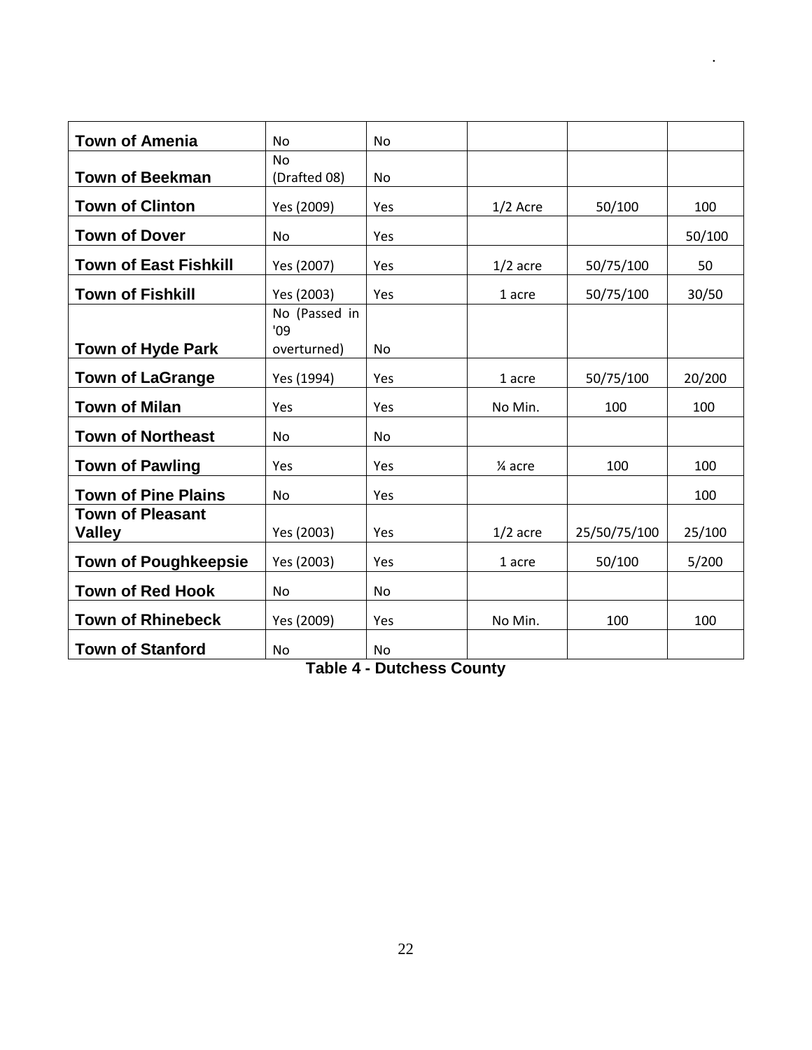| | | | | | |
|---|---|---|---|---|---|
| **Town of Amenia** | No | No | | | |
| **Town of Beekman** | No (Drafted 08) | No | | | |
| **Town of Clinton** | Yes (2009) | Yes | 1/2 Acre | 50/100 | 100 |
| **Town of Dover** | No | Yes | | | 50/100 |
| **Town of East Fishkill** | Yes (2007) | Yes | 1/2 acre | 50/75/100 | 50 |
| **Town of Fishkill** | Yes (2003) | Yes | 1 acre | 50/75/100 | 30/50 |
| **Town of Hyde Park** | No (Passed in '09 overturned) | No | | | |
| **Town of LaGrange** | Yes (1994) | Yes | 1 acre | 50/75/100 | 20/200 |
| **Town of Milan** | Yes | Yes | No Min. | 100 | 100 |
| **Town of Northeast** | No | No | | | |
| **Town of Pawling** | Yes | Yes | ¼ acre | 100 | 100 |
| **Town of Pine Plains** | No | Yes | | | 100 |
| **Town of Pleasant Valley** | Yes (2003) | Yes | 1/2 acre | 25/50/75/100 | 25/100 |
| **Town of Poughkeepsie** | Yes (2003) | Yes | 1 acre | 50/100 | 5/200 |
| **Town of Red Hook** | No | No | | | |
| **Town of Rhinebeck** | Yes (2009) | Yes | No Min. | 100 | 100 |
| **Town of Stanford** | No | No | | | |

**Table 4 - Dutchess County**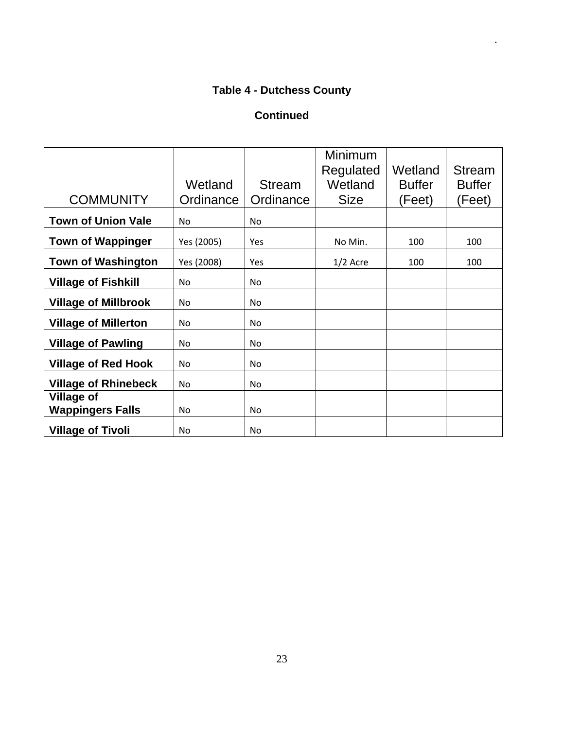**Table 4 - Dutchess County**

**Continued**

| COMMUNITY | Wetland Ordinance | Stream Ordinance | Minimum Regulated Wetland Size | Wetland Buffer (Feet) | Stream Buffer (Feet) |
|---|---|---|---|---|---|
| **Town of Union Vale** | No | No | | | |
| **Town of Wappinger** | Yes (2005) | Yes | No Min. | 100 | 100 |
| **Town of Washington** | Yes (2008) | Yes | 1/2 Acre | 100 | 100 |
| **Village of Fishkill** | No | No | | | |
| **Village of Millbrook** | No | No | | | |
| **Village of Millerton** | No | No | | | |
| **Village of Pawling** | No | No | | | |
| **Village of Red Hook** | No | No | | | |
| **Village of Rhinebeck** | No | No | | | |
| **Village of Wappingers Falls** | No | No | | | |
| **Village of Tivoli** | No | No | | | |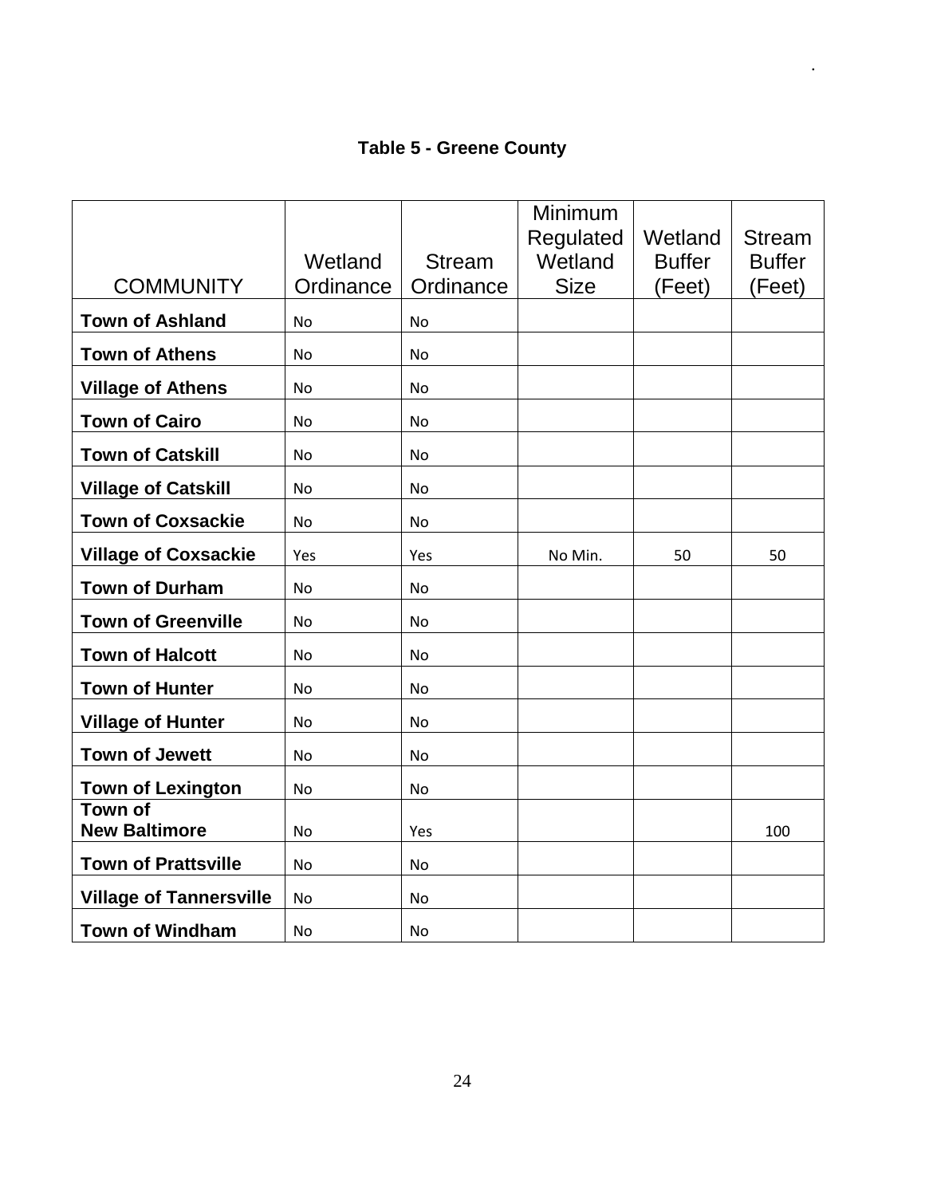**Table 5 - Greene County**

| COMMUNITY | Wetland Ordinance | Stream Ordinance | Minimum Regulated Wetland Size | Wetland Buffer (Feet) | Stream Buffer (Feet) |
|---|---|---|---|---|---|
| **Town of Ashland** | No | No | | | |
| **Town of Athens** | No | No | | | |
| **Village of Athens** | No | No | | | |
| **Town of Cairo** | No | No | | | |
| **Town of Catskill** | No | No | | | |
| **Village of Catskill** | No | No | | | |
| **Town of Coxsackie** | No | No | | | |
| **Village of Coxsackie** | Yes | Yes | No Min. | 50 | 50 |
| **Town of Durham** | No | No | | | |
| **Town of Greenville** | No | No | | | |
| **Town of Halcott** | No | No | | | |
| **Town of Hunter** | No | No | | | |
| **Village of Hunter** | No | No | | | |
| **Town of Jewett** | No | No | | | |
| **Town of Lexington** | No | No | | | |
| **Town of New Baltimore** | No | Yes | | | 100 |
| **Town of Prattsville** | No | No | | | |
| **Village of Tannersville** | No | No | | | |
| **Town of Windham** | No | No | | | |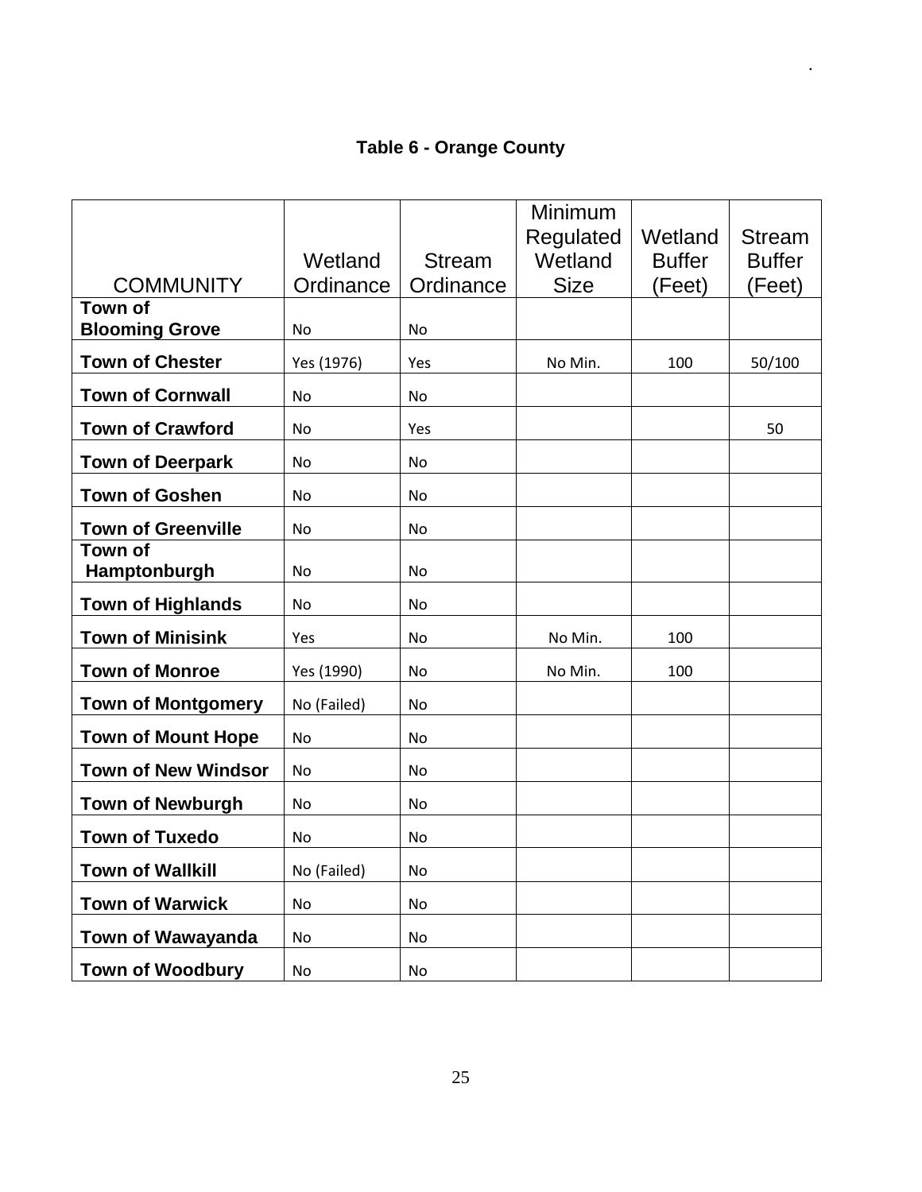**Table 6 - Orange County**

| COMMUNITY | Wetland Ordinance | Stream Ordinance | Minimum Regulated Wetland Size | Wetland Buffer (Feet) | Stream Buffer (Feet) |
|---|---|---|---|---|---|
| **Town of Blooming Grove** | No | No | | | |
| **Town of Chester** | Yes (1976) | Yes | No Min. | 100 | 50/100 |
| **Town of Cornwall** | No | No | | | |
| **Town of Crawford** | No | Yes | | | 50 |
| **Town of Deerpark** | No | No | | | |
| **Town of Goshen** | No | No | | | |
| **Town of Greenville** | No | No | | | |
| **Town of Hamptonburgh** | No | No | | | |
| **Town of Highlands** | No | No | | | |
| **Town of Minisink** | Yes | No | No Min. | 100 | |
| **Town of Monroe** | Yes (1990) | No | No Min. | 100 | |
| **Town of Montgomery** | No (Failed) | No | | | |
| **Town of Mount Hope** | No | No | | | |
| **Town of New Windsor** | No | No | | | |
| **Town of Newburgh** | No | No | | | |
| **Town of Tuxedo** | No | No | | | |
| **Town of Wallkill** | No (Failed) | No | | | |
| **Town of Warwick** | No | No | | | |
| **Town of Wawayanda** | No | No | | | |
| **Town of Woodbury** | No | No | | | |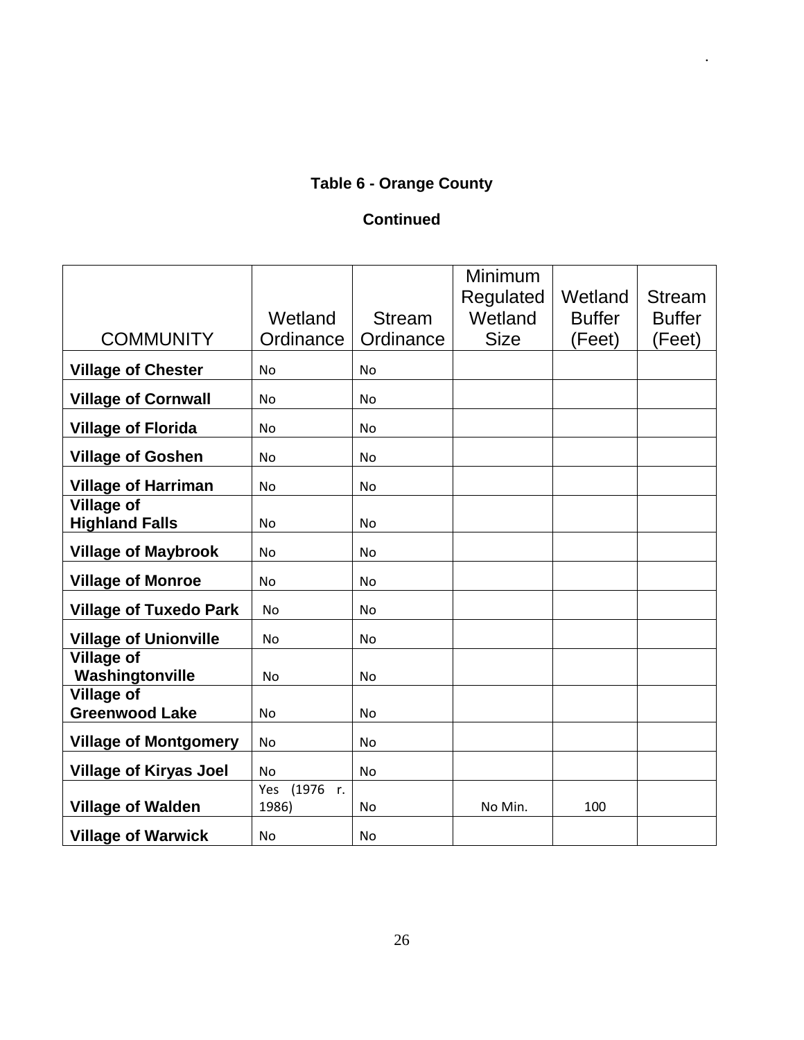**Table 6 - Orange County**

**Continued**

| COMMUNITY | Wetland Ordinance | Stream Ordinance | Minimum Regulated Wetland Size | Wetland Buffer (Feet) | Stream Buffer (Feet) |
|---|---|---|---|---|---|
| **Village of Chester** | No | No | | | |
| **Village of Cornwall** | No | No | | | |
| **Village of Florida** | No | No | | | |
| **Village of Goshen** | No | No | | | |
| **Village of Harriman** | No | No | | | |
| **Village of Highland Falls** | No | No | | | |
| **Village of Maybrook** | No | No | | | |
| **Village of Monroe** | No | No | | | |
| **Village of Tuxedo Park** | No | No | | | |
| **Village of Unionville** | No | No | | | |
| **Village of Washingtonville** | No | No | | | |
| **Village of Greenwood Lake** | No | No | | | |
| **Village of Montgomery** | No | No | | | |
| **Village of Kiryas Joel** | No | No | | | |
| **Village of Walden** | Yes (1976 r. 1986) | No | No Min. | 100 | |
| **Village of Warwick** | No | No | | | |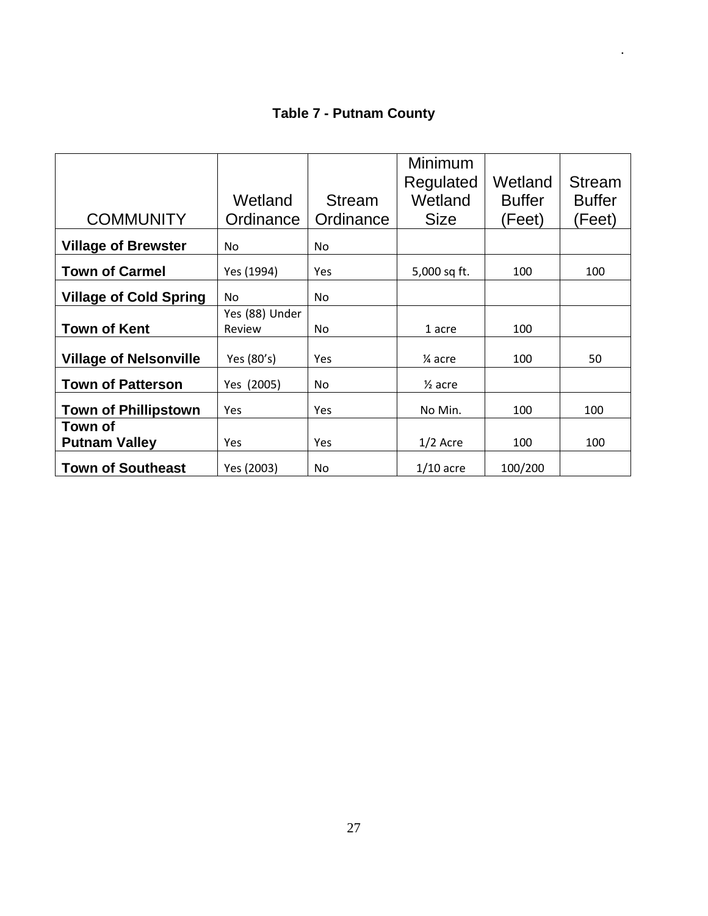## Table 7 - Putnam County

| COMMUNITY | Wetland Ordinance | Stream Ordinance | Minimum Regulated Wetland Size | Wetland Buffer (Feet) | Stream Buffer (Feet) |
|---|---|---|---|---|---|
| **Village of Brewster** | No | No | | | |
| **Town of Carmel** | Yes (1994) | Yes | 5,000 sq ft. | 100 | 100 |
| **Village of Cold Spring** | No | No | | | |
| **Town of Kent** | Yes (88) Under Review | No | 1 acre | 100 | |
| **Village of Nelsonville** | Yes (80's) | Yes | ¼ acre | 100 | 50 |
| **Town of Patterson** | Yes (2005) | No | ½ acre | | |
| **Town of Phillipstown** | Yes | Yes | No Min. | 100 | 100 |
| **Town of Putnam Valley** | Yes | Yes | 1/2 Acre | 100 | 100 |
| **Town of Southeast** | Yes (2003) | No | 1/10 acre | 100/200 | |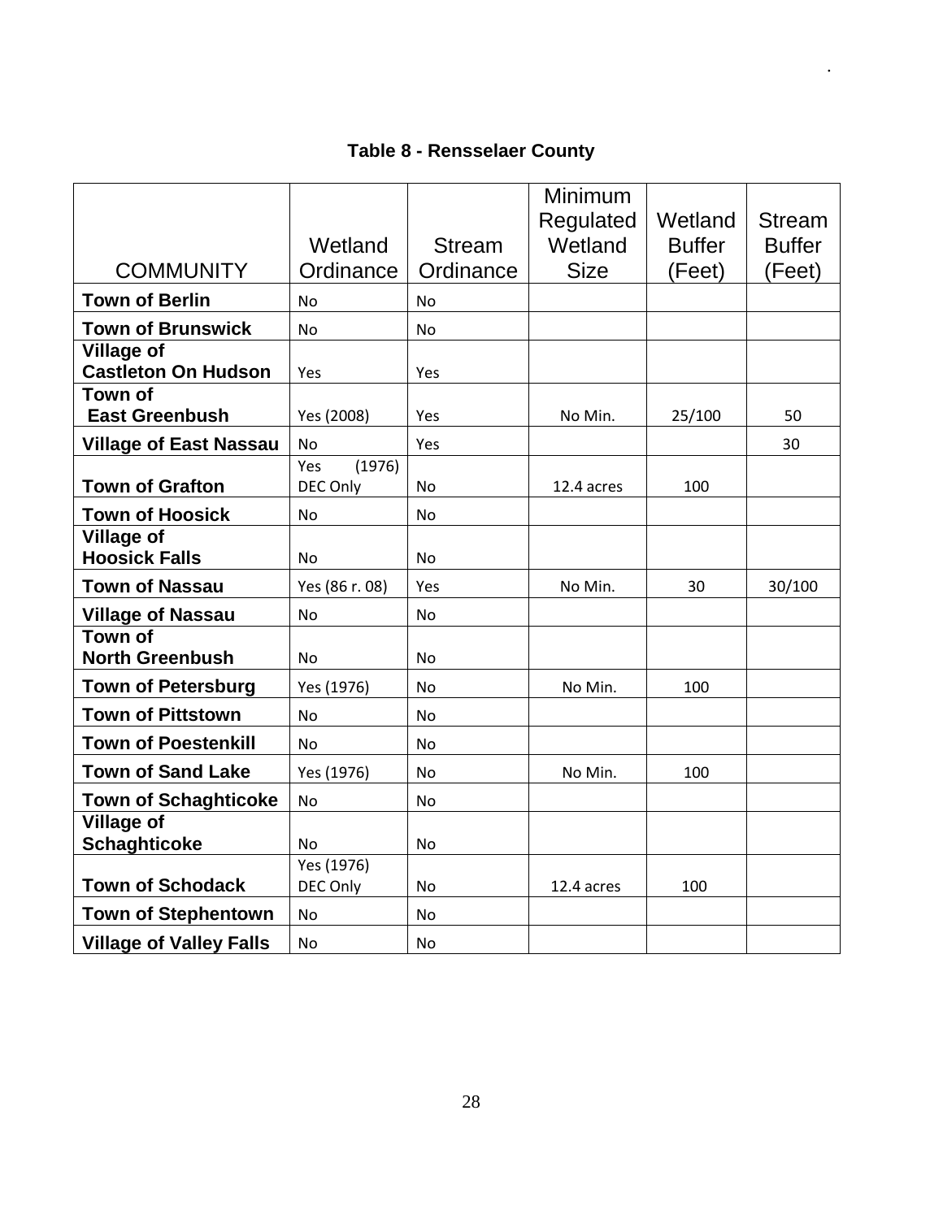## Table 8 - Rensselaer County

| COMMUNITY | Wetland Ordinance | Stream Ordinance | Minimum Regulated Wetland Size | Wetland Buffer (Feet) | Stream Buffer (Feet) |
|---|---|---|---|---|---|
| **Town of Berlin** | No | No | | | |
| **Town of Brunswick** | No | No | | | |
| **Village of Castleton On Hudson** | Yes | Yes | | | |
| **Town of East Greenbush** | Yes (2008) | Yes | No Min. | 25/100 | 50 |
| **Village of East Nassau** | No | Yes | | | 30 |
| **Town of Grafton** | Yes (1976) DEC Only | No | 12.4 acres | 100 | |
| **Town of Hoosick** | No | No | | | |
| **Village of Hoosick Falls** | No | No | | | |
| **Town of Nassau** | Yes (86 r. 08) | Yes | No Min. | 30 | 30/100 |
| **Village of Nassau** | No | No | | | |
| **Town of North Greenbush** | No | No | | | |
| **Town of Petersburg** | Yes (1976) | No | No Min. | 100 | |
| **Town of Pittstown** | No | No | | | |
| **Town of Poestenkill** | No | No | | | |
| **Town of Sand Lake** | Yes (1976) | No | No Min. | 100 | |
| **Town of Schaghticoke** | No | No | | | |
| **Village of Schaghticoke** | No | No | | | |
| **Town of Schodack** | Yes (1976) DEC Only | No | 12.4 acres | 100 | |
| **Town of Stephentown** | No | No | | | |
| **Village of Valley Falls** | No | No | | | |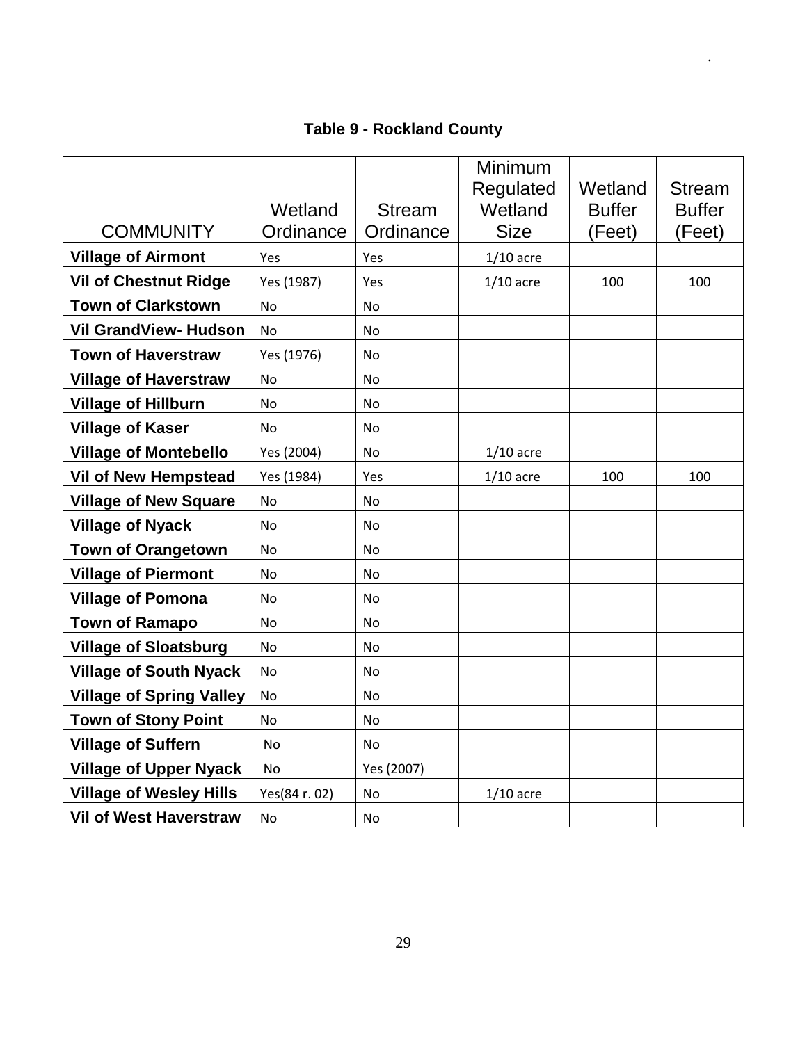**Table 9 - Rockland County**

| COMMUNITY | Wetland Ordinance | Stream Ordinance | Minimum Regulated Wetland Size | Wetland Buffer (Feet) | Stream Buffer (Feet) |
|---|---|---|---|---|---|
| **Village of Airmont** | Yes | Yes | 1/10 acre | | |
| **Vil of Chestnut Ridge** | Yes (1987) | Yes | 1/10 acre | 100 | 100 |
| **Town of Clarkstown** | No | No | | | |
| **Vil GrandView- Hudson** | No | No | | | |
| **Town of Haverstraw** | Yes (1976) | No | | | |
| **Village of Haverstraw** | No | No | | | |
| **Village of Hillburn** | No | No | | | |
| **Village of Kaser** | No | No | | | |
| **Village of Montebello** | Yes (2004) | No | 1/10 acre | | |
| **Vil of New Hempstead** | Yes (1984) | Yes | 1/10 acre | 100 | 100 |
| **Village of New Square** | No | No | | | |
| **Village of Nyack** | No | No | | | |
| **Town of Orangetown** | No | No | | | |
| **Village of Piermont** | No | No | | | |
| **Village of Pomona** | No | No | | | |
| **Town of Ramapo** | No | No | | | |
| **Village of Sloatsburg** | No | No | | | |
| **Village of South Nyack** | No | No | | | |
| **Village of Spring Valley** | No | No | | | |
| **Town of Stony Point** | No | No | | | |
| **Village of Suffern** | No | No | | | |
| **Village of Upper Nyack** | No | Yes (2007) | | | |
| **Village of Wesley Hills** | Yes(84 r. 02) | No | 1/10 acre | | |
| **Vil of West Haverstraw** | No | No | | | |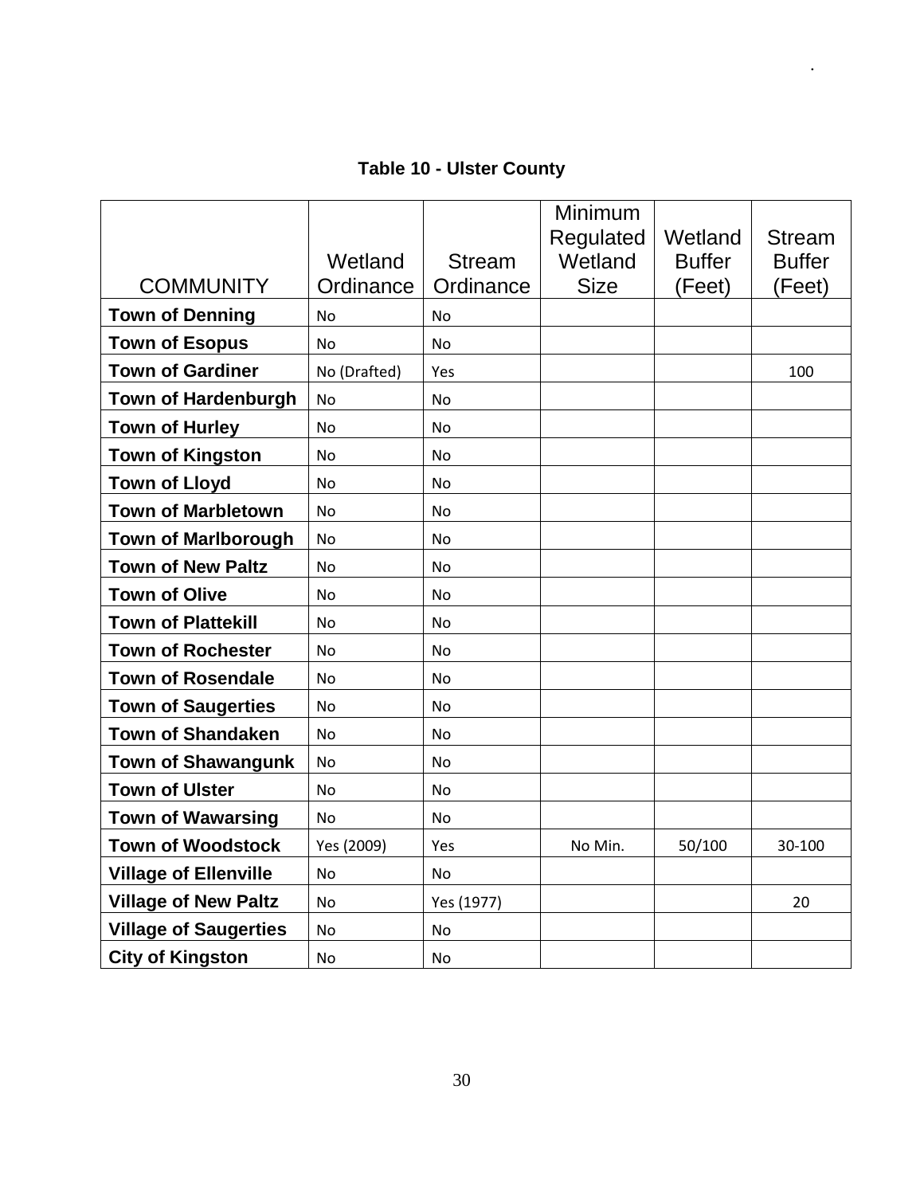**Table 10 - Ulster County**

| COMMUNITY | Wetland Ordinance | Stream Ordinance | Minimum Regulated Wetland Size | Wetland Buffer (Feet) | Stream Buffer (Feet) |
|---|---|---|---|---|---|
| **Town of Denning** | No | No | | | |
| **Town of Esopus** | No | No | | | |
| **Town of Gardiner** | No (Drafted) | Yes | | | 100 |
| **Town of Hardenburgh** | No | No | | | |
| **Town of Hurley** | No | No | | | |
| **Town of Kingston** | No | No | | | |
| **Town of Lloyd** | No | No | | | |
| **Town of Marbletown** | No | No | | | |
| **Town of Marlborough** | No | No | | | |
| **Town of New Paltz** | No | No | | | |
| **Town of Olive** | No | No | | | |
| **Town of Plattekill** | No | No | | | |
| **Town of Rochester** | No | No | | | |
| **Town of Rosendale** | No | No | | | |
| **Town of Saugerties** | No | No | | | |
| **Town of Shandaken** | No | No | | | |
| **Town of Shawangunk** | No | No | | | |
| **Town of Ulster** | No | No | | | |
| **Town of Wawarsing** | No | No | | | |
| **Town of Woodstock** | Yes (2009) | Yes | No Min. | 50/100 | 30-100 |
| **Village of Ellenville** | No | No | | | |
| **Village of New Paltz** | No | Yes (1977) | | | 20 |
| **Village of Saugerties** | No | No | | | |
| **City of Kingston** | No | No | | | |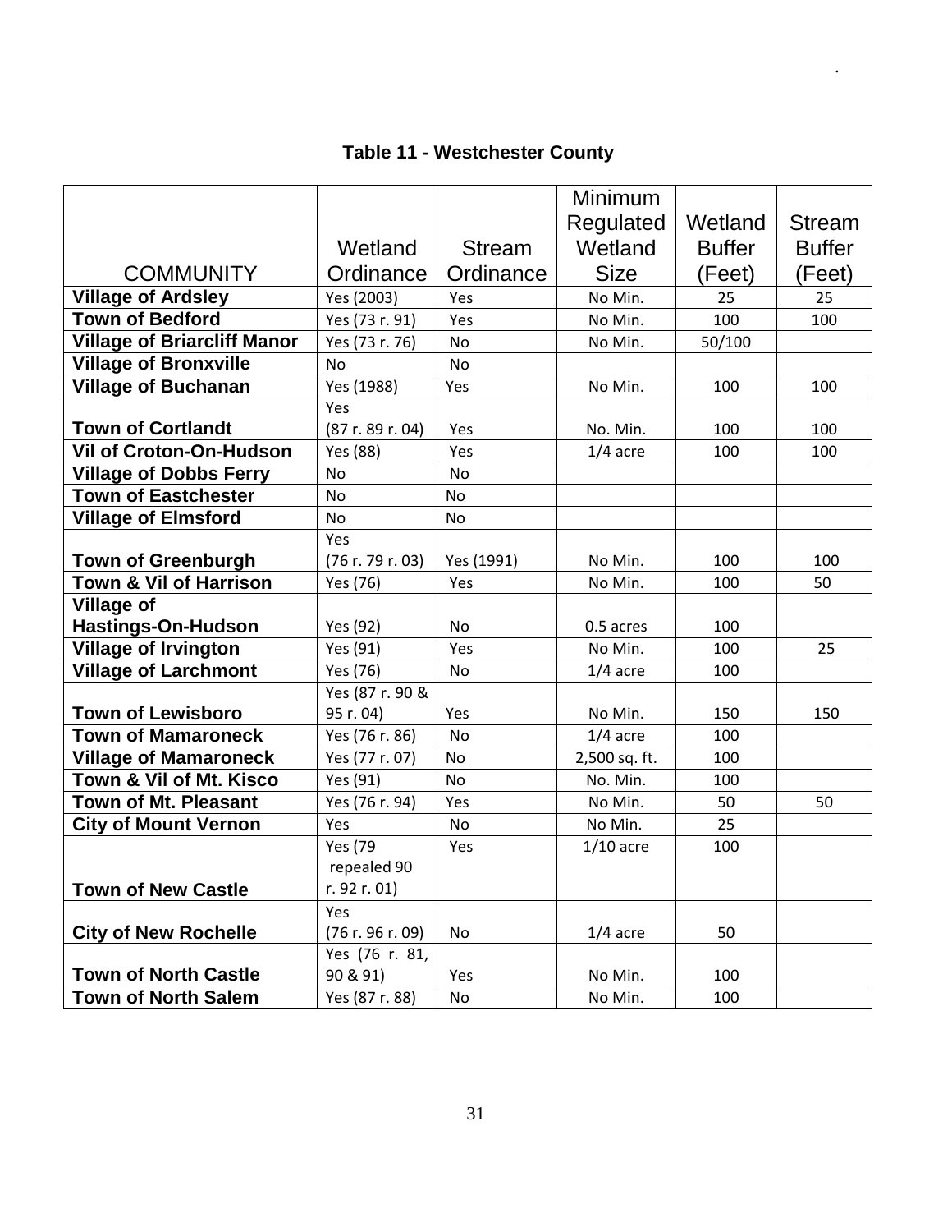**Table 11 - Westchester County**

| COMMUNITY | Wetland Ordinance | Stream Ordinance | Minimum Regulated Wetland Size | Wetland Buffer (Feet) | Stream Buffer (Feet) |
|---|---|---|---|---|---|
| **Village of Ardsley** | Yes (2003) | Yes | No Min. | 25 | 25 |
| **Town of Bedford** | Yes (73 r. 91) | Yes | No Min. | 100 | 100 |
| **Village of Briarcliff Manor** | Yes (73 r. 76) | No | No Min. | 50/100 | |
| **Village of Bronxville** | No | No | | | |
| **Village of Buchanan** | Yes (1988) | Yes | No Min. | 100 | 100 |
| **Town of Cortlandt** | Yes (87 r. 89 r. 04) | Yes | No. Min. | 100 | 100 |
| **Vil of Croton-On-Hudson** | Yes (88) | Yes | 1/4 acre | 100 | 100 |
| **Village of Dobbs Ferry** | No | No | | | |
| **Town of Eastchester** | No | No | | | |
| **Village of Elmsford** | No | No | | | |
| **Town of Greenburgh** | Yes (76 r. 79 r. 03) | Yes (1991) | No Min. | 100 | 100 |
| **Town & Vil of Harrison** | Yes (76) | Yes | No Min. | 100 | 50 |
| **Village of Hastings-On-Hudson** | Yes (92) | No | 0.5 acres | 100 | |
| **Village of Irvington** | Yes (91) | Yes | No Min. | 100 | 25 |
| **Village of Larchmont** | Yes (76) | No | 1/4 acre | 100 | |
| **Town of Lewisboro** | Yes (87 r. 90 & 95 r. 04) | Yes | No Min. | 150 | 150 |
| **Town of Mamaroneck** | Yes (76 r. 86) | No | 1/4 acre | 100 | |
| **Village of Mamaroneck** | Yes (77 r. 07) | No | 2,500 sq. ft. | 100 | |
| **Town & Vil of Mt. Kisco** | Yes (91) | No | No. Min. | 100 | |
| **Town of Mt. Pleasant** | Yes (76 r. 94) | Yes | No Min. | 50 | 50 |
| **City of Mount Vernon** | Yes | No | No Min. | 25 | |
| **Town of New Castle** | Yes (79 repealed 90 r. 92 r. 01) | Yes | 1/10 acre | 100 | |
| **City of New Rochelle** | Yes (76 r. 96 r. 09) | No | 1/4 acre | 50 | |
| **Town of North Castle** | Yes (76 r. 81, 90 & 91) | Yes | No Min. | 100 | |
| **Town of North Salem** | Yes (87 r. 88) | No | No Min. | 100 | |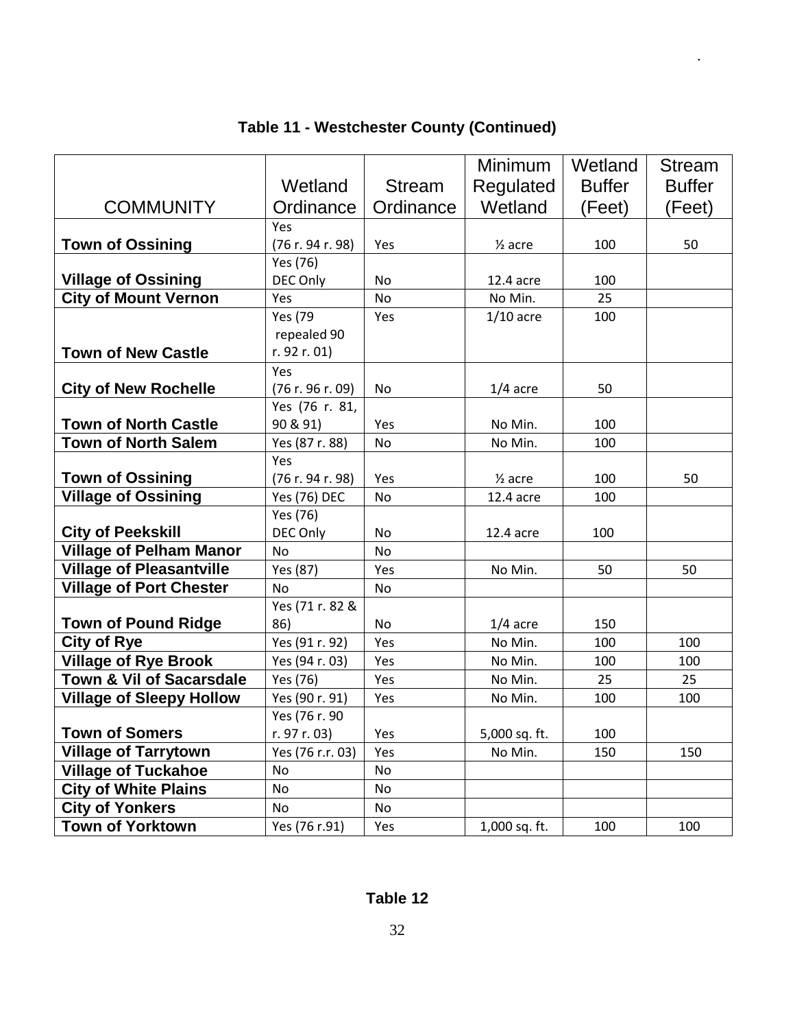### Table 11 - Westchester County (Continued)

| COMMUNITY | Wetland Ordinance | Stream Ordinance | Minimum Regulated Wetland | Wetland Buffer (Feet) | Stream Buffer (Feet) |
|---|---|---|---|---|---|
| **Town of Ossining** | Yes (76 r. 94 r. 98) | Yes | ½ acre | 100 | 50 |
| **Village of Ossining** | Yes (76) DEC Only | No | 12.4 acre | 100 | |
| **City of Mount Vernon** | Yes | No | No Min. | 25 | |
| **Town of New Castle** | Yes (79 repealed 90 r. 92 r. 01) | Yes | 1/10 acre | 100 | |
| **City of New Rochelle** | Yes (76 r. 96 r. 09) | No | 1/4 acre | 50 | |
| **Town of North Castle** | Yes (76 r. 81, 90 & 91) | Yes | No Min. | 100 | |
| **Town of North Salem** | Yes (87 r. 88) | No | No Min. | 100 | |
| **Town of Ossining** | Yes (76 r. 94 r. 98) | Yes | ½ acre | 100 | 50 |
| **Village of Ossining** | Yes (76) DEC | No | 12.4 acre | 100 | |
| **City of Peekskill** | Yes (76) DEC Only | No | 12.4 acre | 100 | |
| **Village of Pelham Manor** | No | No | | | |
| **Village of Pleasantville** | Yes (87) | Yes | No Min. | 50 | 50 |
| **Village of Port Chester** | No | No | | | |
| **Town of Pound Ridge** | Yes (71 r. 82 & 86) | No | 1/4 acre | 150 | |
| **City of Rye** | Yes (91 r. 92) | Yes | No Min. | 100 | 100 |
| **Village of Rye Brook** | Yes (94 r. 03) | Yes | No Min. | 100 | 100 |
| **Town & Vil of Sacarsdale** | Yes (76) | Yes | No Min. | 25 | 25 |
| **Village of Sleepy Hollow** | Yes (90 r. 91) | Yes | No Min. | 100 | 100 |
| **Town of Somers** | Yes (76 r. 90 r. 97 r. 03) | Yes | 5,000 sq. ft. | 100 | |
| **Village of Tarrytown** | Yes (76 r.r. 03) | Yes | No Min. | 150 | 150 |
| **Village of Tuckahoe** | No | No | | | |
| **City of White Plains** | No | No | | | |
| **City of Yonkers** | No | No | | | |
| **Town of Yorktown** | Yes (76 r.91) | Yes | 1,000 sq. ft. | 100 | 100 |

**Table 12**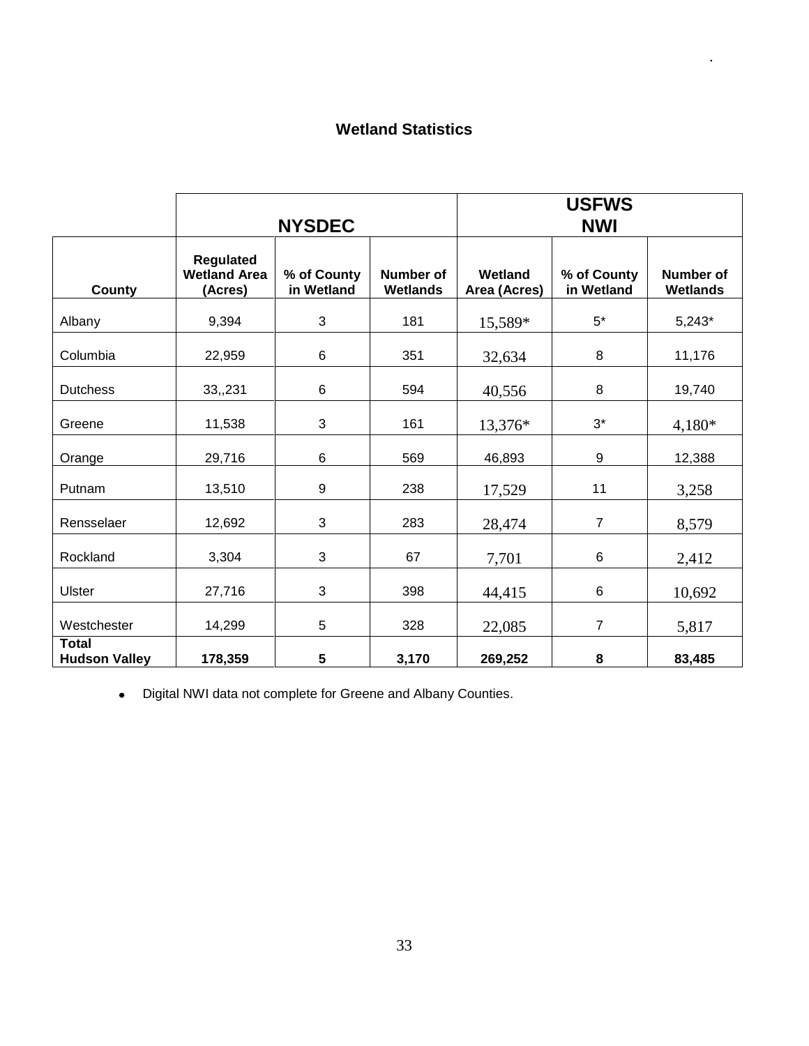## Wetland Statistics

| | NYSDEC | | | USFWS NWI | | |
|---|---|---|---|---|---|---|
| County | Regulated Wetland Area (Acres) | % of County in Wetland | Number of Wetlands | Wetland Area (Acres) | % of County in Wetland | Number of Wetlands |
| Albany | 9,394 | 3 | 181 | 15,589* | 5* | 5,243* |
| Columbia | 22,959 | 6 | 351 | 32,634 | 8 | 11,176 |
| Dutchess | 33,,231 | 6 | 594 | 40,556 | 8 | 19,740 |
| Greene | 11,538 | 3 | 161 | 13,376* | 3* | 4,180* |
| Orange | 29,716 | 6 | 569 | 46,893 | 9 | 12,388 |
| Putnam | 13,510 | 9 | 238 | 17,529 | 11 | 3,258 |
| Rensselaer | 12,692 | 3 | 283 | 28,474 | 7 | 8,579 |
| Rockland | 3,304 | 3 | 67 | 7,701 | 6 | 2,412 |
| Ulster | 27,716 | 3 | 398 | 44,415 | 6 | 10,692 |
| Westchester | 14,299 | 5 | 328 | 22,085 | 7 | 5,817 |
| **Total Hudson Valley** | **178,359** | **5** | **3,170** | **269,252** | **8** | **83,485** |

- Digital NWI data not complete for Greene and Albany Counties.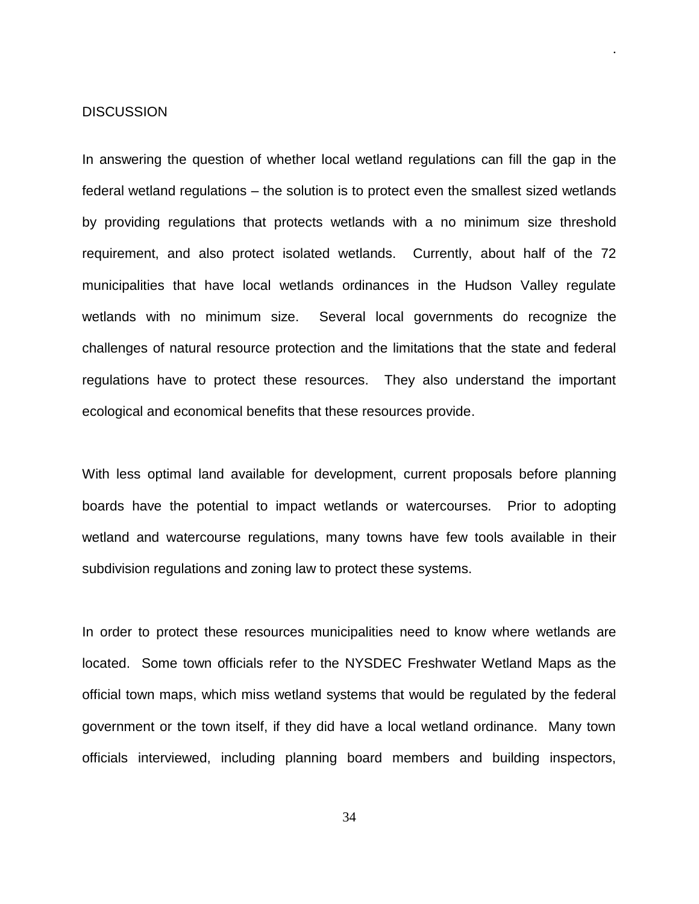## DISCUSSION

In answering the question of whether local wetland regulations can fill the gap in the federal wetland regulations – the solution is to protect even the smallest sized wetlands by providing regulations that protects wetlands with a no minimum size threshold requirement, and also protect isolated wetlands. Currently, about half of the 72 municipalities that have local wetlands ordinances in the Hudson Valley regulate wetlands with no minimum size. Several local governments do recognize the challenges of natural resource protection and the limitations that the state and federal regulations have to protect these resources. They also understand the important ecological and economical benefits that these resources provide.

With less optimal land available for development, current proposals before planning boards have the potential to impact wetlands or watercourses. Prior to adopting wetland and watercourse regulations, many towns have few tools available in their subdivision regulations and zoning law to protect these systems.

In order to protect these resources municipalities need to know where wetlands are located. Some town officials refer to the NYSDEC Freshwater Wetland Maps as the official town maps, which miss wetland systems that would be regulated by the federal government or the town itself, if they did have a local wetland ordinance. Many town officials interviewed, including planning board members and building inspectors,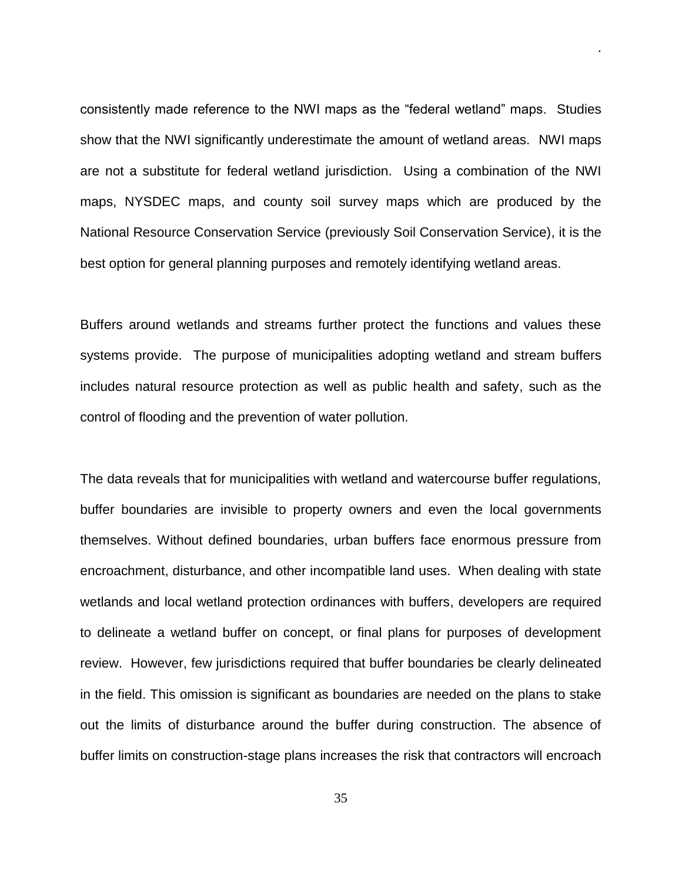consistently made reference to the NWI maps as the "federal wetland" maps. Studies show that the NWI significantly underestimate the amount of wetland areas. NWI maps are not a substitute for federal wetland jurisdiction. Using a combination of the NWI maps, NYSDEC maps, and county soil survey maps which are produced by the National Resource Conservation Service (previously Soil Conservation Service), it is the best option for general planning purposes and remotely identifying wetland areas.

Buffers around wetlands and streams further protect the functions and values these systems provide. The purpose of municipalities adopting wetland and stream buffers includes natural resource protection as well as public health and safety, such as the control of flooding and the prevention of water pollution.

The data reveals that for municipalities with wetland and watercourse buffer regulations, buffer boundaries are invisible to property owners and even the local governments themselves. Without defined boundaries, urban buffers face enormous pressure from encroachment, disturbance, and other incompatible land uses. When dealing with state wetlands and local wetland protection ordinances with buffers, developers are required to delineate a wetland buffer on concept, or final plans for purposes of development review. However, few jurisdictions required that buffer boundaries be clearly delineated in the field. This omission is significant as boundaries are needed on the plans to stake out the limits of disturbance around the buffer during construction. The absence of buffer limits on construction-stage plans increases the risk that contractors will encroach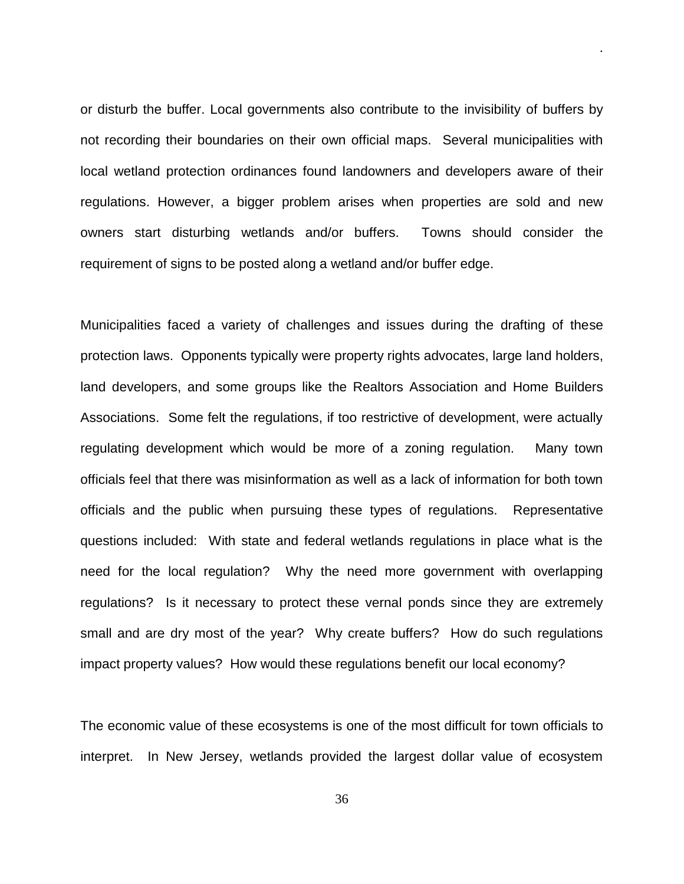or disturb the buffer. Local governments also contribute to the invisibility of buffers by not recording their boundaries on their own official maps. Several municipalities with local wetland protection ordinances found landowners and developers aware of their regulations. However, a bigger problem arises when properties are sold and new owners start disturbing wetlands and/or buffers. Towns should consider the requirement of signs to be posted along a wetland and/or buffer edge.

Municipalities faced a variety of challenges and issues during the drafting of these protection laws. Opponents typically were property rights advocates, large land holders, land developers, and some groups like the Realtors Association and Home Builders Associations. Some felt the regulations, if too restrictive of development, were actually regulating development which would be more of a zoning regulation. Many town officials feel that there was misinformation as well as a lack of information for both town officials and the public when pursuing these types of regulations. Representative questions included: With state and federal wetlands regulations in place what is the need for the local regulation? Why the need more government with overlapping regulations? Is it necessary to protect these vernal ponds since they are extremely small and are dry most of the year? Why create buffers? How do such regulations impact property values? How would these regulations benefit our local economy?

The economic value of these ecosystems is one of the most difficult for town officials to interpret. In New Jersey, wetlands provided the largest dollar value of ecosystem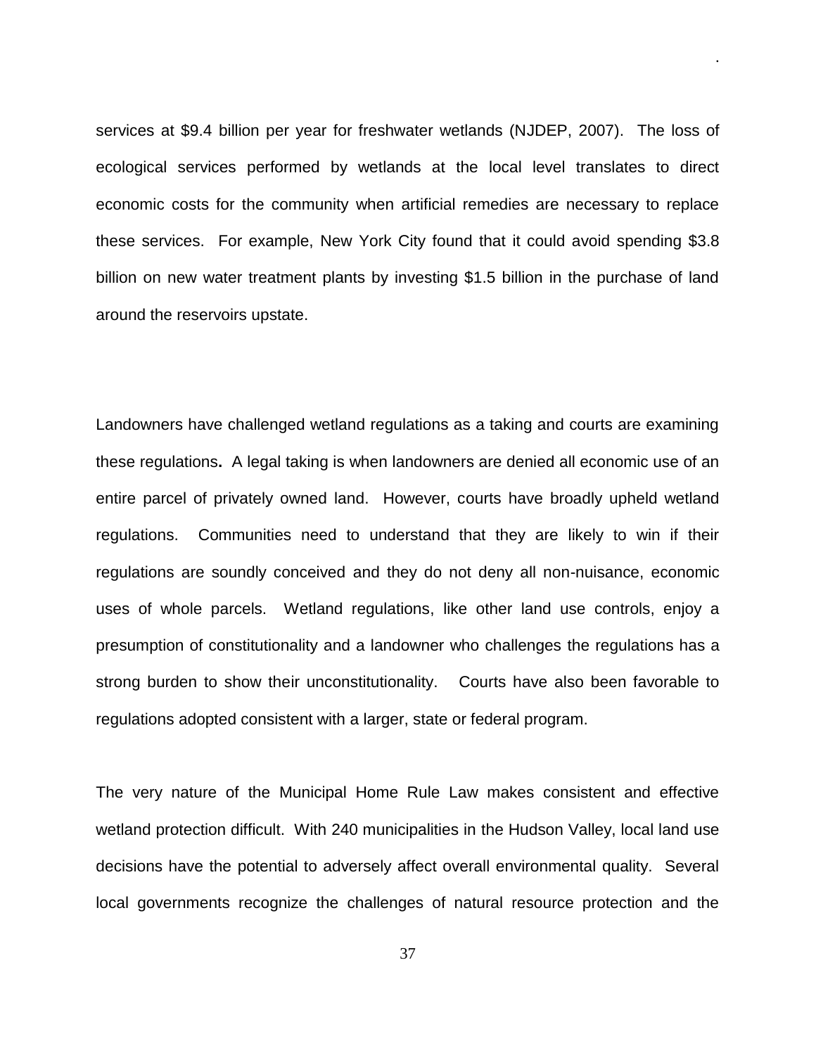services at $9.4 billion per year for freshwater wetlands (NJDEP, 2007). The loss of ecological services performed by wetlands at the local level translates to direct economic costs for the community when artificial remedies are necessary to replace these services. For example, New York City found that it could avoid spending $3.8 billion on new water treatment plants by investing $1.5 billion in the purchase of land around the reservoirs upstate.

Landowners have challenged wetland regulations as a taking and courts are examining these regulations**.** A legal taking is when landowners are denied all economic use of an entire parcel of privately owned land. However, courts have broadly upheld wetland regulations. Communities need to understand that they are likely to win if their regulations are soundly conceived and they do not deny all non-nuisance, economic uses of whole parcels. Wetland regulations, like other land use controls, enjoy a presumption of constitutionality and a landowner who challenges the regulations has a strong burden to show their unconstitutionality. Courts have also been favorable to regulations adopted consistent with a larger, state or federal program.

The very nature of the Municipal Home Rule Law makes consistent and effective wetland protection difficult. With 240 municipalities in the Hudson Valley, local land use decisions have the potential to adversely affect overall environmental quality. Several local governments recognize the challenges of natural resource protection and the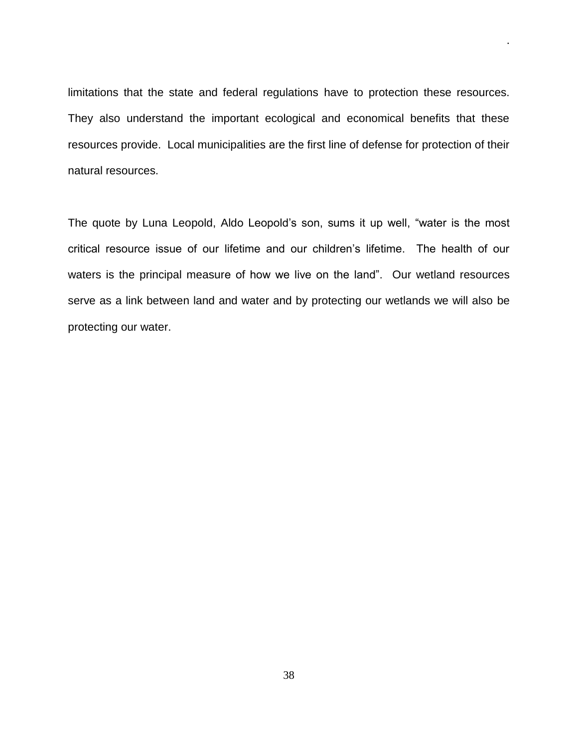limitations that the state and federal regulations have to protection these resources. They also understand the important ecological and economical benefits that these resources provide. Local municipalities are the first line of defense for protection of their natural resources.

The quote by Luna Leopold, Aldo Leopold's son, sums it up well, "water is the most critical resource issue of our lifetime and our children's lifetime. The health of our waters is the principal measure of how we live on the land". Our wetland resources serve as a link between land and water and by protecting our wetlands we will also be protecting our water.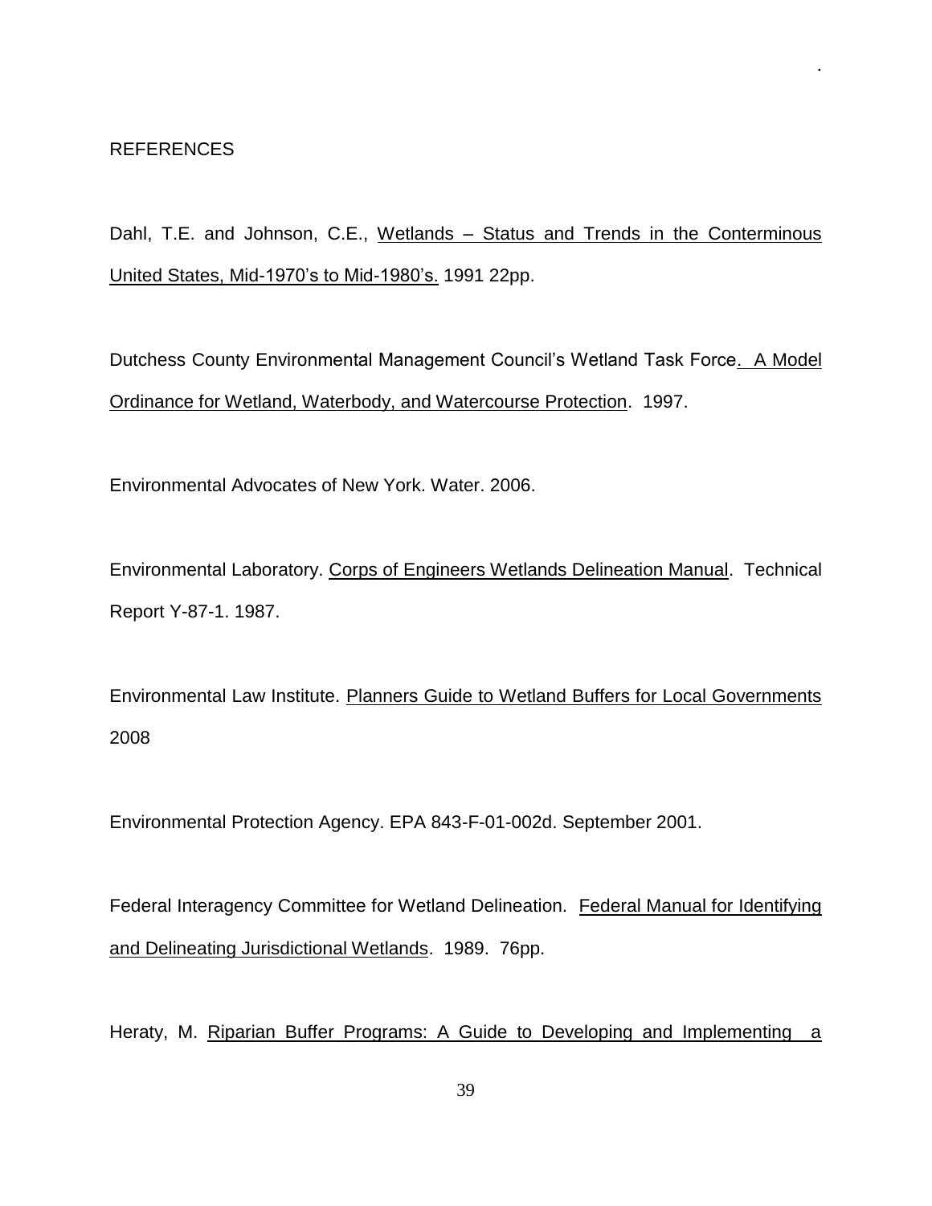## REFERENCES

Dahl, T.E. and Johnson, C.E., Wetlands – Status and Trends in the Conterminous United States, Mid-1970's to Mid-1980's. 1991 22pp.

Dutchess County Environmental Management Council's Wetland Task Force. A Model Ordinance for Wetland, Waterbody, and Watercourse Protection. 1997.

Environmental Advocates of New York. Water. 2006.

Environmental Laboratory. Corps of Engineers Wetlands Delineation Manual. Technical Report Y-87-1. 1987.

Environmental Law Institute. Planners Guide to Wetland Buffers for Local Governments 2008

Environmental Protection Agency. EPA 843-F-01-002d. September 2001.

Federal Interagency Committee for Wetland Delineation. Federal Manual for Identifying and Delineating Jurisdictional Wetlands. 1989. 76pp.

Heraty, M. Riparian Buffer Programs: A Guide to Developing and Implementing a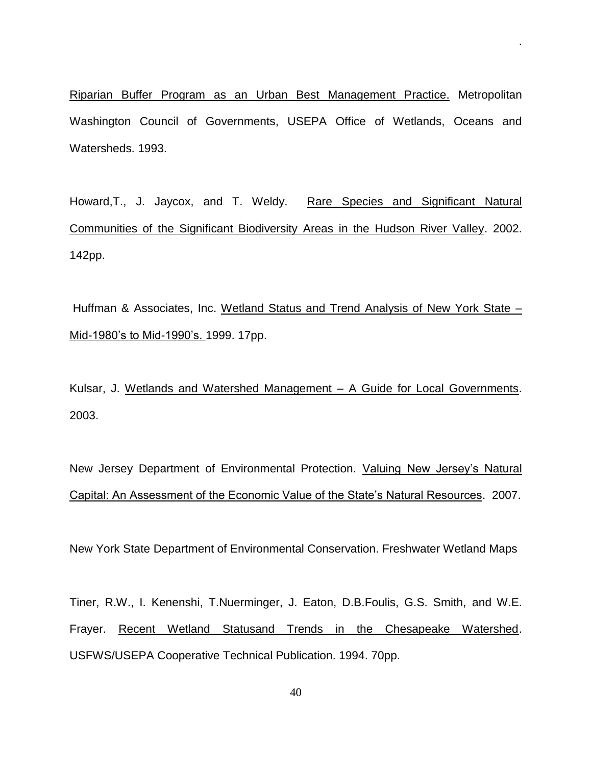Riparian Buffer Program as an Urban Best Management Practice. Metropolitan Washington Council of Governments, USEPA Office of Wetlands, Oceans and Watersheds. 1993.

Howard,T., J. Jaycox, and T. Weldy. Rare Species and Significant Natural Communities of the Significant Biodiversity Areas in the Hudson River Valley. 2002. 142pp.

Huffman & Associates, Inc. Wetland Status and Trend Analysis of New York State – Mid-1980's to Mid-1990's. 1999. 17pp.

Kulsar, J. Wetlands and Watershed Management – A Guide for Local Governments. 2003.

New Jersey Department of Environmental Protection. Valuing New Jersey's Natural Capital: An Assessment of the Economic Value of the State's Natural Resources. 2007.

New York State Department of Environmental Conservation. Freshwater Wetland Maps

Tiner, R.W., I. Kenenshi, T.Nuerminger, J. Eaton, D.B.Foulis, G.S. Smith, and W.E. Frayer. Recent Wetland Statusand Trends in the Chesapeake Watershed. USFWS/USEPA Cooperative Technical Publication. 1994. 70pp.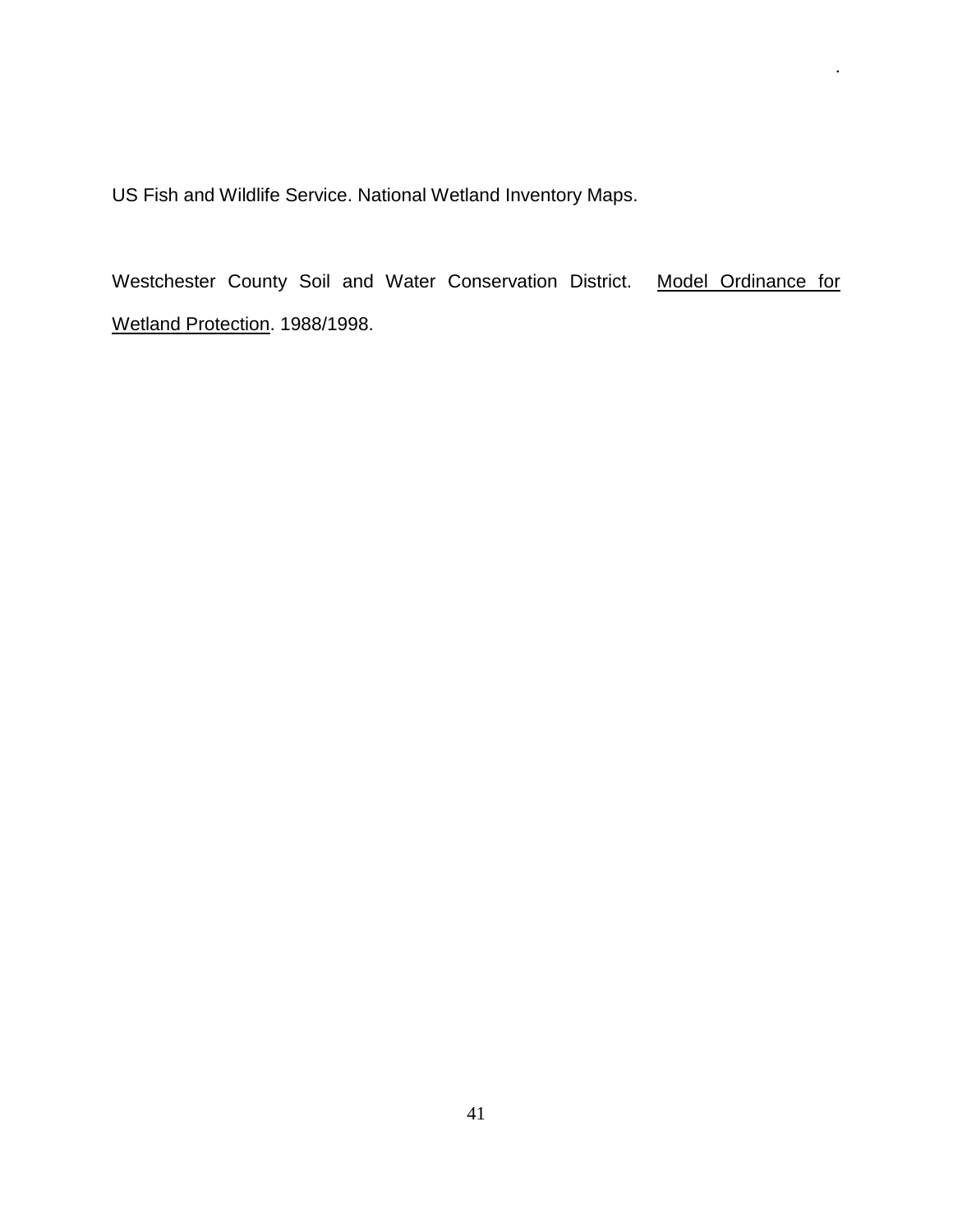US Fish and Wildlife Service. National Wetland Inventory Maps.

Westchester County Soil and Water Conservation District. <u>Model Ordinance for Wetland Protection</u>. 1988/1998.